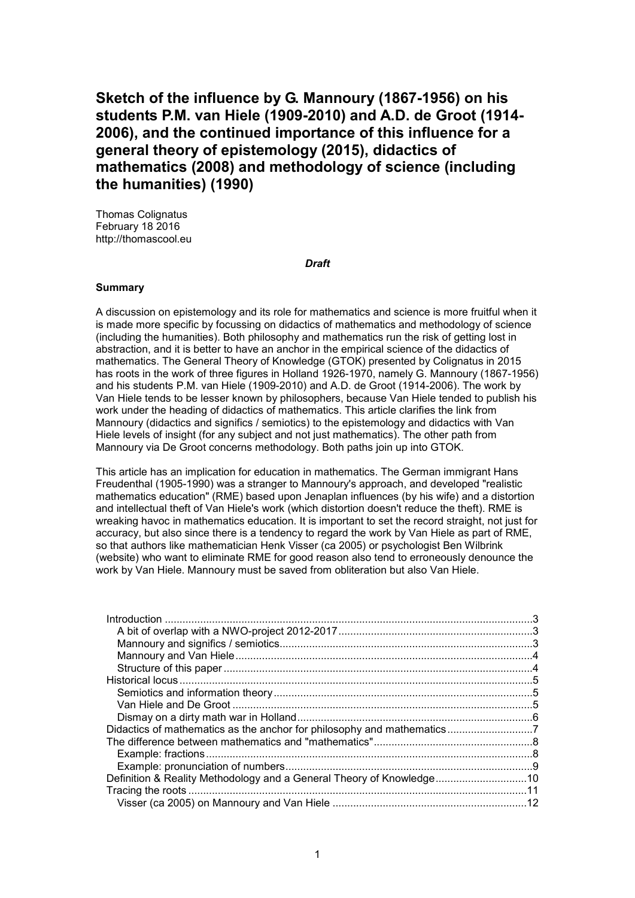# Sketch of the influence by G. Mannoury (1867-1956) on his students P.M. van Hiele (1909-2010) and A.D. de Groot (1914-2006), and the continued importance of this influence for a general theory of epistemology (2015), didactics of mathematics (2008) and methodology of science (including the humanities) (1990)

Thomas Colignatus
February 18 2016
http://thomascool.eu

***Draft***

**Summary**

A discussion on epistemology and its role for mathematics and science is more fruitful when it is made more specific by focussing on didactics of mathematics and methodology of science (including the humanities). Both philosophy and mathematics run the risk of getting lost in abstraction, and it is better to have an anchor in the empirical science of the didactics of mathematics. The General Theory of Knowledge (GTOK) presented by Colignatus in 2015 has roots in the work of three figures in Holland 1926-1970, namely G. Mannoury (1867-1956) and his students P.M. van Hiele (1909-2010) and A.D. de Groot (1914-2006). The work by Van Hiele tends to be lesser known by philosophers, because Van Hiele tended to publish his work under the heading of didactics of mathematics. This article clarifies the link from Mannoury (didactics and significs / semiotics) to the epistemology and didactics with Van Hiele levels of insight (for any subject and not just mathematics). The other path from Mannoury via De Groot concerns methodology. Both paths join up into GTOK.

This article has an implication for education in mathematics. The German immigrant Hans Freudenthal (1905-1990) was a stranger to Mannoury's approach, and developed "realistic mathematics education" (RME) based upon Jenaplan influences (by his wife) and a distortion and intellectual theft of Van Hiele's work (which distortion doesn't reduce the theft). RME is wreaking havoc in mathematics education. It is important to set the record straight, not just for accuracy, but also since there is a tendency to regard the work by Van Hiele as part of RME, so that authors like mathematician Henk Visser (ca 2005) or psychologist Ben Wilbrink (website) who want to eliminate RME for good reason also tend to erroneously denounce the work by Van Hiele. Mannoury must be saved from obliteration but also Van Hiele.

- Introduction .......... 3
  - A bit of overlap with a NWO-project 2012-2017 .......... 3
  - Mannoury and significs / semiotics .......... 3
  - Mannoury and Van Hiele .......... 4
  - Structure of this paper .......... 4
- Historical locus .......... 5
  - Semiotics and information theory .......... 5
  - Van Hiele and De Groot .......... 5
  - Dismay on a dirty math war in Holland .......... 6
- Didactics of mathematics as the anchor for philosophy and mathematics .......... 7
- The difference between mathematics and "mathematics" .......... 8
  - Example: fractions .......... 8
  - Example: pronunciation of numbers .......... 9
- Definition & Reality Methodology and a General Theory of Knowledge .......... 10
- Tracing the roots .......... 11
  - Visser (ca 2005) on Mannoury and Van Hiele .......... 12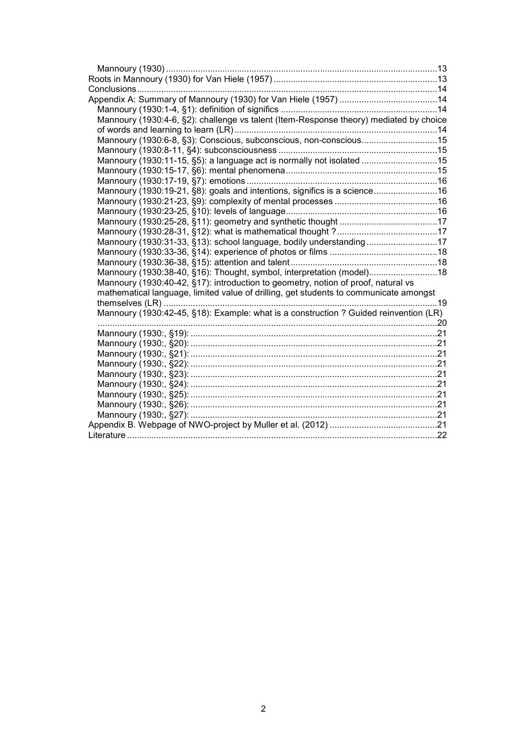- Mannoury (1930) ....................................................................................................13
- Roots in Mannoury (1930) for Van Hiele (1957) ..................................................................13
- Conclusions.........................................................................................................................14
- Appendix A: Summary of Mannoury (1930) for Van Hiele (1957) ........................................14
  - Mannoury (1930:1-4, §1): definition of significs ...............................................................14
  - Mannoury (1930:4-6, §2): challenge vs talent (Item-Response theory) mediated by choice of words and learning to learn (LR).................................................................................14
  - Mannoury (1930:6-8, §3): Conscious, subconscious, non-conscious...............................15
  - Mannoury (1930:8-11, §4): subconsciousness ................................................................15
  - Mannoury (1930:11-15, §5): a language act is normally not isolated ...............................15
  - Mannoury (1930:15-17, §6): mental phenomena.............................................................15
  - Mannoury (1930:17-19, §7): emotions .............................................................................16
  - Mannoury (1930:19-21, §8): goals and intentions, significs is a science..........................16
  - Mannoury (1930:21-23, §9): complexity of mental processes ..........................................16
  - Mannoury (1930:23-25, §10): levels of language.............................................................16
  - Mannoury (1930:25-28, §11): geometry and synthetic thought ........................................17
  - Mannoury (1930:28-31, §12): what is mathematical thought ? .........................................17
  - Mannoury (1930:31-33, §13): school language, bodily understanding .............................17
  - Mannoury (1930:33-36, §14): experience of photos or films ............................................18
  - Mannoury (1930:36-38, §15): attention and talent ...........................................................18
  - Mannoury (1930:38-40, §16): Thought, symbol, interpretation (model)............................18
  - Mannoury (1930:40-42, §17): introduction to geometry, notion of proof, natural vs mathematical language, limited value of drilling, get students to communicate amongst themselves (LR) ...............................................................................................................19
  - Mannoury (1930:42-45, §18): Example: what is a construction ? Guided reinvention (LR) .........................................................................................................................................20
  - Mannoury (1930:, §19): ....................................................................................................21
  - Mannoury (1930:, §20): ....................................................................................................21
  - Mannoury (1930:, §21): ....................................................................................................21
  - Mannoury (1930:, §22): ....................................................................................................21
  - Mannoury (1930:, §23): ....................................................................................................21
  - Mannoury (1930:, §24): ....................................................................................................21
  - Mannoury (1930:, §25): ....................................................................................................21
  - Mannoury (1930:, §26): ....................................................................................................21
  - Mannoury (1930:, §27): ....................................................................................................21
- Appendix B. Webpage of NWO-project by Muller et al. (2012) ...........................................21
- Literature .............................................................................................................................22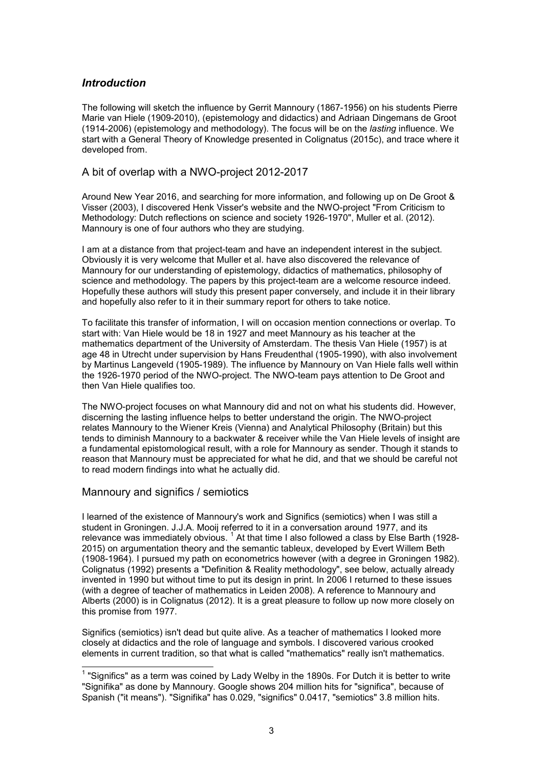## *Introduction*

The following will sketch the influence by Gerrit Mannoury (1867-1956) on his students Pierre Marie van Hiele (1909-2010), (epistemology and didactics) and Adriaan Dingemans de Groot (1914-2006) (epistemology and methodology). The focus will be on the *lasting* influence. We start with a General Theory of Knowledge presented in Colignatus (2015c), and trace where it developed from.

### A bit of overlap with a NWO-project 2012-2017

Around New Year 2016, and searching for more information, and following up on De Groot & Visser (2003), I discovered Henk Visser's website and the NWO-project "From Criticism to Methodology: Dutch reflections on science and society 1926-1970", Muller et al. (2012). Mannoury is one of four authors who they are studying.

I am at a distance from that project-team and have an independent interest in the subject. Obviously it is very welcome that Muller et al. have also discovered the relevance of Mannoury for our understanding of epistemology, didactics of mathematics, philosophy of science and methodology. The papers by this project-team are a welcome resource indeed. Hopefully these authors will study this present paper conversely, and include it in their library and hopefully also refer to it in their summary report for others to take notice.

To facilitate this transfer of information, I will on occasion mention connections or overlap. To start with: Van Hiele would be 18 in 1927 and meet Mannoury as his teacher at the mathematics department of the University of Amsterdam. The thesis Van Hiele (1957) is at age 48 in Utrecht under supervision by Hans Freudenthal (1905-1990), with also involvement by Martinus Langeveld (1905-1989). The influence by Mannoury on Van Hiele falls well within the 1926-1970 period of the NWO-project. The NWO-team pays attention to De Groot and then Van Hiele qualifies too.

The NWO-project focuses on what Mannoury did and not on what his students did. However, discerning the lasting influence helps to better understand the origin. The NWO-project relates Mannoury to the Wiener Kreis (Vienna) and Analytical Philosophy (Britain) but this tends to diminish Mannoury to a backwater & receiver while the Van Hiele levels of insight are a fundamental epistomological result, with a role for Mannoury as sender. Though it stands to reason that Mannoury must be appreciated for what he did, and that we should be careful not to read modern findings into what he actually did.

### Mannoury and significs / semiotics

I learned of the existence of Mannoury's work and Significs (semiotics) when I was still a student in Groningen. J.J.A. Mooij referred to it in a conversation around 1977, and its relevance was immediately obvious. [1] At that time I also followed a class by Else Barth (1928-2015) on argumentation theory and the semantic tableux, developed by Evert Willem Beth (1908-1964). I pursued my path on econometrics however (with a degree in Groningen 1982). Colignatus (1992) presents a "Definition & Reality methodology", see below, actually already invented in 1990 but without time to put its design in print. In 2006 I returned to these issues (with a degree of teacher of mathematics in Leiden 2008). A reference to Mannoury and Alberts (2000) is in Colignatus (2012). It is a great pleasure to follow up now more closely on this promise from 1977.

Significs (semiotics) isn't dead but quite alive. As a teacher of mathematics I looked more closely at didactics and the role of language and symbols. I discovered various crooked elements in current tradition, so that what is called "mathematics" really isn't mathematics.

---

[1] "Significs" as a term was coined by Lady Welby in the 1890s. For Dutch it is better to write "Signifika" as done by Mannoury. Google shows 204 million hits for "significa", because of Spanish ("it means"). "Signifika" has 0.029, "significs" 0.0417, "semiotics" 3.8 million hits.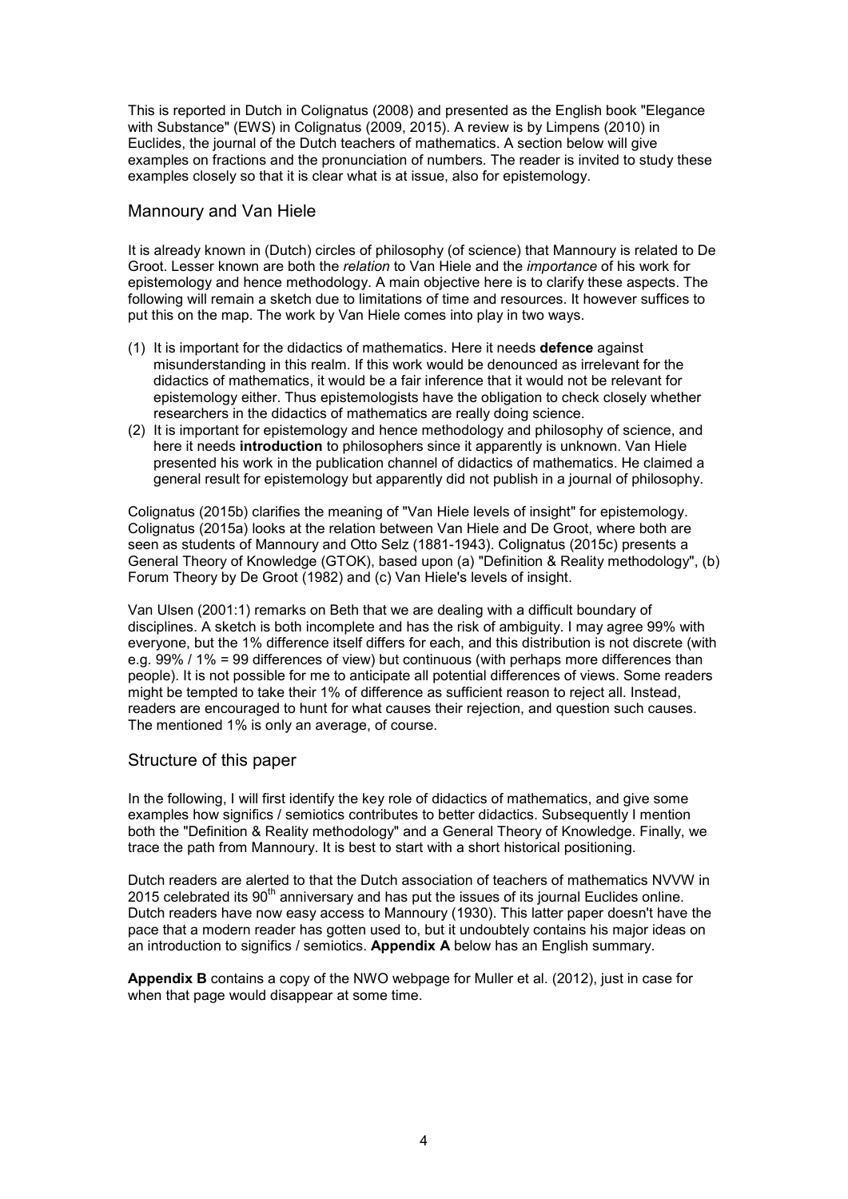This is reported in Dutch in Colignatus (2008) and presented as the English book "Elegance with Substance" (EWS) in Colignatus (2009, 2015). A review is by Limpens (2010) in Euclides, the journal of the Dutch teachers of mathematics. A section below will give examples on fractions and the pronunciation of numbers. The reader is invited to study these examples closely so that it is clear what is at issue, also for epistemology.

## Mannoury and Van Hiele

It is already known in (Dutch) circles of philosophy (of science) that Mannoury is related to De Groot. Lesser known are both the *relation* to Van Hiele and the *importance* of his work for epistemology and hence methodology. A main objective here is to clarify these aspects. The following will remain a sketch due to limitations of time and resources. It however suffices to put this on the map. The work by Van Hiele comes into play in two ways.

(1) It is important for the didactics of mathematics. Here it needs **defence** against misunderstanding in this realm. If this work would be denounced as irrelevant for the didactics of mathematics, it would be a fair inference that it would not be relevant for epistemology either. Thus epistemologists have the obligation to check closely whether researchers in the didactics of mathematics are really doing science.
(2) It is important for epistemology and hence methodology and philosophy of science, and here it needs **introduction** to philosophers since it apparently is unknown. Van Hiele presented his work in the publication channel of didactics of mathematics. He claimed a general result for epistemology but apparently did not publish in a journal of philosophy.

Colignatus (2015b) clarifies the meaning of "Van Hiele levels of insight" for epistemology. Colignatus (2015a) looks at the relation between Van Hiele and De Groot, where both are seen as students of Mannoury and Otto Selz (1881-1943). Colignatus (2015c) presents a General Theory of Knowledge (GTOK), based upon (a) "Definition & Reality methodology", (b) Forum Theory by De Groot (1982) and (c) Van Hiele's levels of insight.

Van Ulsen (2001:1) remarks on Beth that we are dealing with a difficult boundary of disciplines. A sketch is both incomplete and has the risk of ambiguity. I may agree 99% with everyone, but the 1% difference itself differs for each, and this distribution is not discrete (with e.g. 99% / 1% = 99 differences of view) but continuous (with perhaps more differences than people). It is not possible for me to anticipate all potential differences of views. Some readers might be tempted to take their 1% of difference as sufficient reason to reject all. Instead, readers are encouraged to hunt for what causes their rejection, and question such causes. The mentioned 1% is only an average, of course.

## Structure of this paper

In the following, I will first identify the key role of didactics of mathematics, and give some examples how significs / semiotics contributes to better didactics. Subsequently I mention both the "Definition & Reality methodology" and a General Theory of Knowledge. Finally, we trace the path from Mannoury. It is best to start with a short historical positioning.

Dutch readers are alerted to that the Dutch association of teachers of mathematics NVVW in 2015 celebrated its 90th anniversary and has put the issues of its journal Euclides online. Dutch readers have now easy access to Mannoury (1930). This latter paper doesn't have the pace that a modern reader has gotten used to, but it undoubtely contains his major ideas on an introduction to significs / semiotics. **Appendix A** below has an English summary.

**Appendix B** contains a copy of the NWO webpage for Muller et al. (2012), just in case for when that page would disappear at some time.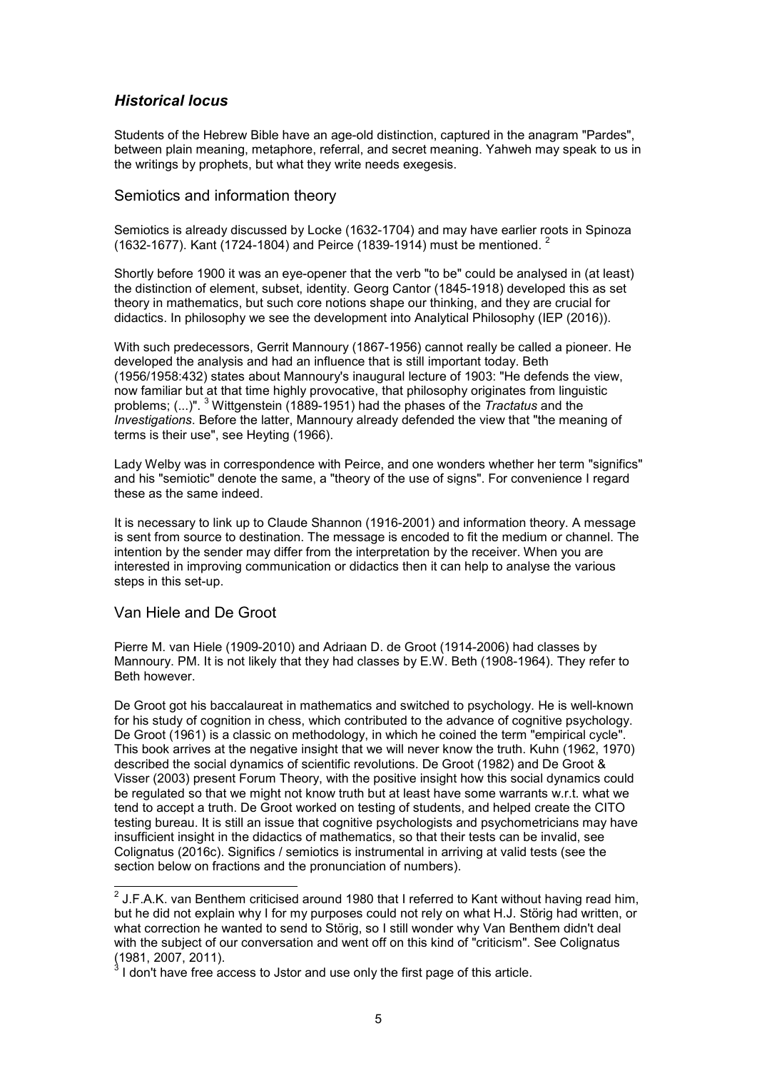## *Historical locus*

Students of the Hebrew Bible have an age-old distinction, captured in the anagram "Pardes", between plain meaning, metaphore, referral, and secret meaning. Yahweh may speak to us in the writings by prophets, but what they write needs exegesis.

### Semiotics and information theory

Semiotics is already discussed by Locke (1632-1704) and may have earlier roots in Spinoza (1632-1677). Kant (1724-1804) and Peirce (1839-1914) must be mentioned. [2]

Shortly before 1900 it was an eye-opener that the verb "to be" could be analysed in (at least) the distinction of element, subset, identity. Georg Cantor (1845-1918) developed this as set theory in mathematics, but such core notions shape our thinking, and they are crucial for didactics. In philosophy we see the development into Analytical Philosophy (IEP (2016)).

With such predecessors, Gerrit Mannoury (1867-1956) cannot really be called a pioneer. He developed the analysis and had an influence that is still important today. Beth (1956/1958:432) states about Mannoury's inaugural lecture of 1903: "He defends the view, now familiar but at that time highly provocative, that philosophy originates from linguistic problems; (...)". [3] Wittgenstein (1889-1951) had the phases of the *Tractatus* and the *Investigations*. Before the latter, Mannoury already defended the view that "the meaning of terms is their use", see Heyting (1966).

Lady Welby was in correspondence with Peirce, and one wonders whether her term "significs" and his "semiotic" denote the same, a "theory of the use of signs". For convenience I regard these as the same indeed.

It is necessary to link up to Claude Shannon (1916-2001) and information theory. A message is sent from source to destination. The message is encoded to fit the medium or channel. The intention by the sender may differ from the interpretation by the receiver. When you are interested in improving communication or didactics then it can help to analyse the various steps in this set-up.

### Van Hiele and De Groot

Pierre M. van Hiele (1909-2010) and Adriaan D. de Groot (1914-2006) had classes by Mannoury. PM. It is not likely that they had classes by E.W. Beth (1908-1964). They refer to Beth however.

De Groot got his baccalaureat in mathematics and switched to psychology. He is well-known for his study of cognition in chess, which contributed to the advance of cognitive psychology. De Groot (1961) is a classic on methodology, in which he coined the term "empirical cycle". This book arrives at the negative insight that we will never know the truth. Kuhn (1962, 1970) described the social dynamics of scientific revolutions. De Groot (1982) and De Groot & Visser (2003) present Forum Theory, with the positive insight how this social dynamics could be regulated so that we might not know truth but at least have some warrants w.r.t. what we tend to accept a truth. De Groot worked on testing of students, and helped create the CITO testing bureau. It is still an issue that cognitive psychologists and psychometricians may have insufficient insight in the didactics of mathematics, so that their tests can be invalid, see Colignatus (2016c). Significs / semiotics is instrumental in arriving at valid tests (see the section below on fractions and the pronunciation of numbers).

---

[2] J.F.A.K. van Benthem criticised around 1980 that I referred to Kant without having read him, but he did not explain why I for my purposes could not rely on what H.J. Störig had written, or what correction he wanted to send to Störig, so I still wonder why Van Benthem didn't deal with the subject of our conversation and went off on this kind of "criticism". See Colignatus (1981, 2007, 2011).

[3] I don't have free access to Jstor and use only the first page of this article.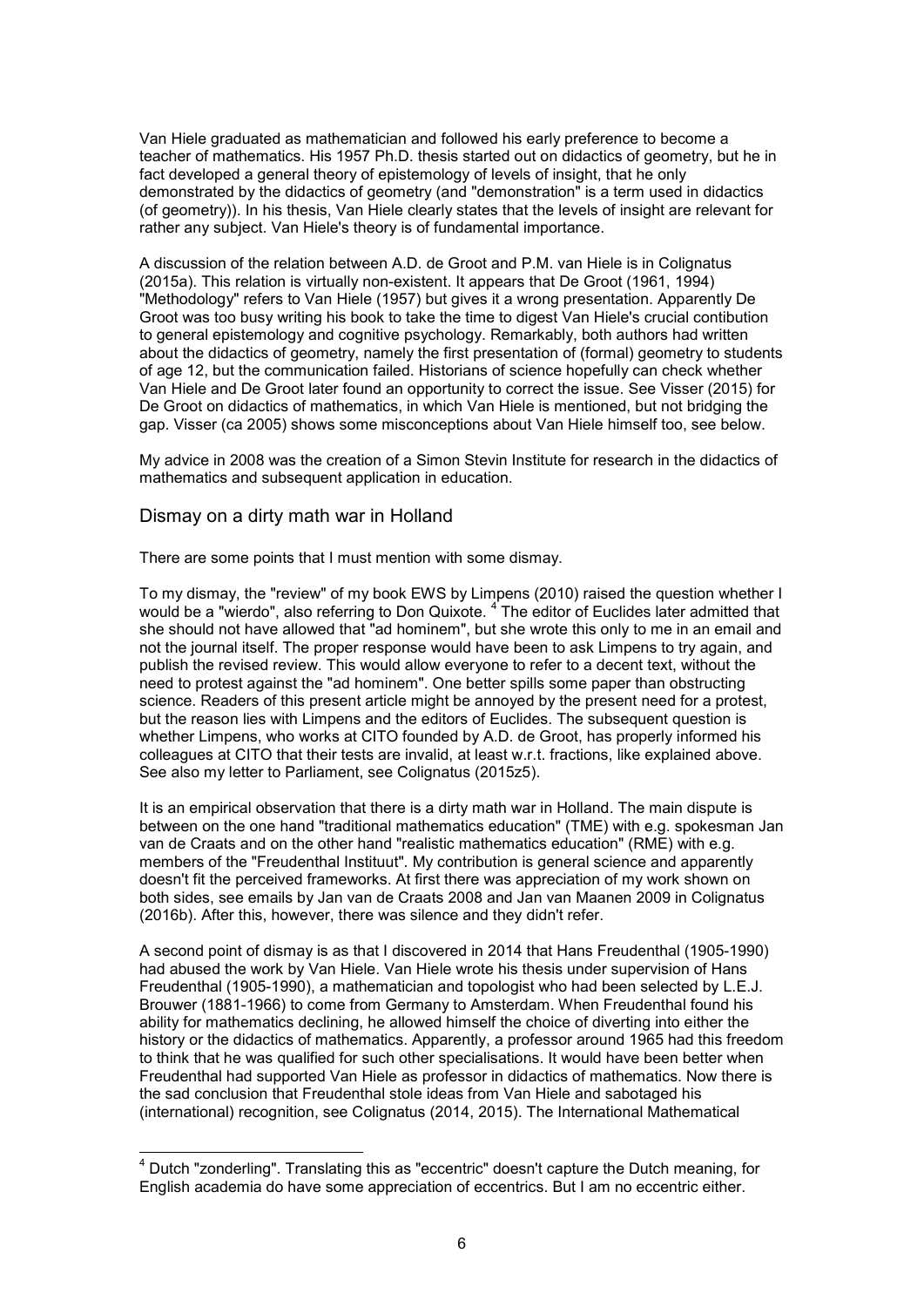Van Hiele graduated as mathematician and followed his early preference to become a teacher of mathematics. His 1957 Ph.D. thesis started out on didactics of geometry, but he in fact developed a general theory of epistemology of levels of insight, that he only demonstrated by the didactics of geometry (and "demonstration" is a term used in didactics (of geometry)). In his thesis, Van Hiele clearly states that the levels of insight are relevant for rather any subject. Van Hiele's theory is of fundamental importance.

A discussion of the relation between A.D. de Groot and P.M. van Hiele is in Colignatus (2015a). This relation is virtually non-existent. It appears that De Groot (1961, 1994) "Methodology" refers to Van Hiele (1957) but gives it a wrong presentation. Apparently De Groot was too busy writing his book to take the time to digest Van Hiele's crucial contibution to general epistemology and cognitive psychology. Remarkably, both authors had written about the didactics of geometry, namely the first presentation of (formal) geometry to students of age 12, but the communication failed. Historians of science hopefully can check whether Van Hiele and De Groot later found an opportunity to correct the issue. See Visser (2015) for De Groot on didactics of mathematics, in which Van Hiele is mentioned, but not bridging the gap. Visser (ca 2005) shows some misconceptions about Van Hiele himself too, see below.

My advice in 2008 was the creation of a Simon Stevin Institute for research in the didactics of mathematics and subsequent application in education.

## Dismay on a dirty math war in Holland

There are some points that I must mention with some dismay.

To my dismay, the "review" of my book EWS by Limpens (2010) raised the question whether I would be a "wierdo", also referring to Don Quixote. [4] The editor of Euclides later admitted that she should not have allowed that "ad hominem", but she wrote this only to me in an email and not the journal itself. The proper response would have been to ask Limpens to try again, and publish the revised review. This would allow everyone to refer to a decent text, without the need to protest against the "ad hominem". One better spills some paper than obstructing science. Readers of this present article might be annoyed by the present need for a protest, but the reason lies with Limpens and the editors of Euclides. The subsequent question is whether Limpens, who works at CITO founded by A.D. de Groot, has properly informed his colleagues at CITO that their tests are invalid, at least w.r.t. fractions, like explained above. See also my letter to Parliament, see Colignatus (2015z5).

It is an empirical observation that there is a dirty math war in Holland. The main dispute is between on the one hand "traditional mathematics education" (TME) with e.g. spokesman Jan van de Craats and on the other hand "realistic mathematics education" (RME) with e.g. members of the "Freudenthal Instituut". My contribution is general science and apparently doesn't fit the perceived frameworks. At first there was appreciation of my work shown on both sides, see emails by Jan van de Craats 2008 and Jan van Maanen 2009 in Colignatus (2016b). After this, however, there was silence and they didn't refer.

A second point of dismay is as that I discovered in 2014 that Hans Freudenthal (1905-1990) had abused the work by Van Hiele. Van Hiele wrote his thesis under supervision of Hans Freudenthal (1905-1990), a mathematician and topologist who had been selected by L.E.J. Brouwer (1881-1966) to come from Germany to Amsterdam. When Freudenthal found his ability for mathematics declining, he allowed himself the choice of diverting into either the history or the didactics of mathematics. Apparently, a professor around 1965 had this freedom to think that he was qualified for such other specialisations. It would have been better when Freudenthal had supported Van Hiele as professor in didactics of mathematics. Now there is the sad conclusion that Freudenthal stole ideas from Van Hiele and sabotaged his (international) recognition, see Colignatus (2014, 2015). The International Mathematical

[4] Dutch "zonderling". Translating this as "eccentric" doesn't capture the Dutch meaning, for English academia do have some appreciation of eccentrics. But I am no eccentric either.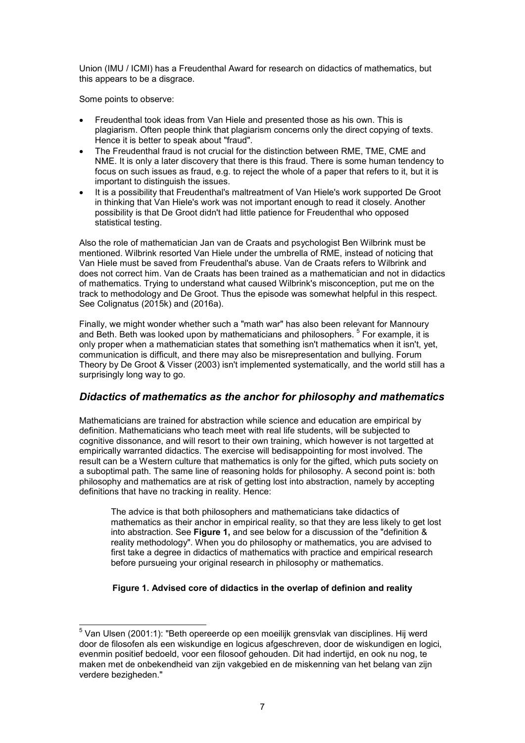Union (IMU / ICMI) has a Freudenthal Award for research on didactics of mathematics, but this appears to be a disgrace.

Some points to observe:

- Freudenthal took ideas from Van Hiele and presented those as his own. This is plagiarism. Often people think that plagiarism concerns only the direct copying of texts. Hence it is better to speak about "fraud".
- The Freudenthal fraud is not crucial for the distinction between RME, TME, CME and NME. It is only a later discovery that there is this fraud. There is some human tendency to focus on such issues as fraud, e.g. to reject the whole of a paper that refers to it, but it is important to distinguish the issues.
- It is a possibility that Freudenthal's maltreatment of Van Hiele's work supported De Groot in thinking that Van Hiele's work was not important enough to read it closely. Another possibility is that De Groot didn't had little patience for Freudenthal who opposed statistical testing.

Also the role of mathematician Jan van de Craats and psychologist Ben Wilbrink must be mentioned. Wilbrink resorted Van Hiele under the umbrella of RME, instead of noticing that Van Hiele must be saved from Freudenthal's abuse. Van de Craats refers to Wilbrink and does not correct him. Van de Craats has been trained as a mathematician and not in didactics of mathematics. Trying to understand what caused Wilbrink's misconception, put me on the track to methodology and De Groot. Thus the episode was somewhat helpful in this respect. See Colignatus (2015k) and (2016a).

Finally, we might wonder whether such a "math war" has also been relevant for Mannoury and Beth. Beth was looked upon by mathematicians and philosophers. [5] For example, it is only proper when a mathematician states that something isn't mathematics when it isn't, yet, communication is difficult, and there may also be misrepresentation and bullying. Forum Theory by De Groot & Visser (2003) isn't implemented systematically, and the world still has a surprisingly long way to go.

## *Didactics of mathematics as the anchor for philosophy and mathematics*

Mathematicians are trained for abstraction while science and education are empirical by definition. Mathematicians who teach meet with real life students, will be subjected to cognitive dissonance, and will resort to their own training, which however is not targetted at empirically warranted didactics. The exercise will bedisappointing for most involved. The result can be a Western culture that mathematics is only for the gifted, which puts society on a suboptimal path. The same line of reasoning holds for philosophy. A second point is: both philosophy and mathematics are at risk of getting lost into abstraction, namely by accepting definitions that have no tracking in reality. Hence:

> The advice is that both philosophers and mathematicians take didactics of mathematics as their anchor in empirical reality, so that they are less likely to get lost into abstraction. See **Figure 1,** and see below for a discussion of the "definition & reality methodology". When you do philosophy or mathematics, you are advised to first take a degree in didactics of mathematics with practice and empirical research before pursueing your original research in philosophy or mathematics.

**Figure 1. Advised core of didactics in the overlap of definion and reality**

---

[5] Van Ulsen (2001:1): "Beth opereerde op een moeilijk grensvlak van disciplines. Hij werd door de filosofen als een wiskundige en logicus afgeschreven, door de wiskundigen en logici, evenmin positief bedoeld, voor een filosoof gehouden. Dit had indertijd, en ook nu nog, te maken met de onbekendheid van zijn vakgebied en de miskenning van het belang van zijn verdere bezigheden."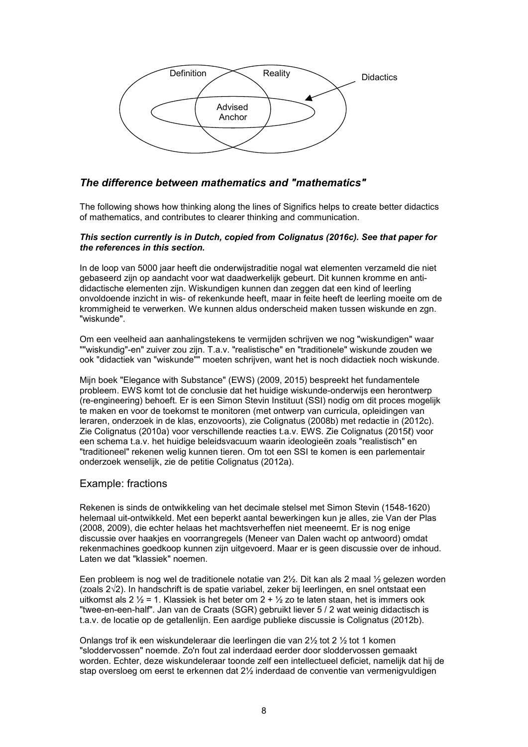Definition Reality Didactics

Advised Anchor

### *The difference between mathematics and "mathematics"*

The following shows how thinking along the lines of Significs helps to create better didactics of mathematics, and contributes to clearer thinking and communication.

***This section currently is in Dutch, copied from Colignatus (2016c). See that paper for the references in this section.***

In de loop van 5000 jaar heeft die onderwijstraditie nogal wat elementen verzameld die niet gebaseerd zijn op aandacht voor wat daadwerkelijk gebeurt. Dit kunnen kromme en anti-didactische elementen zijn. Wiskundigen kunnen dan zeggen dat een kind of leerling onvoldoende inzicht in wis- of rekenkunde heeft, maar in feite heeft de leerling moeite om de krommigheid te verwerken. We kunnen aldus onderscheid maken tussen wiskunde en zgn. "wiskunde".

Om een veelheid aan aanhalingstekens te vermijden schrijven we nog "wiskundigen" waar ""wiskundig"-en" zuiver zou zijn. T.a.v. "realistische" en "traditionele" wiskunde zouden we ook "didactiek van "wiskunde"" moeten schrijven, want het is noch didactiek noch wiskunde.

Mijn boek "Elegance with Substance" (EWS) (2009, 2015) bespreekt het fundamentele probleem. EWS komt tot de conclusie dat het huidige wiskunde-onderwijs een herontwerp (re-engineering) behoeft. Er is een Simon Stevin Instituut (SSI) nodig om dit proces mogelijk te maken en voor de toekomst te monitoren (met ontwerp van curricula, opleidingen van leraren, onderzoek in de klas, enzovoorts), zie Colignatus (2008b) met redactie in (2012c). Zie Colignatus (2010a) voor verschillende reacties t.a.v. EWS. Zie Colignatus (2015ℓ) voor een schema t.a.v. het huidige beleidsvacuum waarin ideologieën zoals "realistisch" en "traditioneel" rekenen welig kunnen tieren. Om tot een SSI te komen is een parlementair onderzoek wenselijk, zie de petitie Colignatus (2012a).

### Example: fractions

Rekenen is sinds de ontwikkeling van het decimale stelsel met Simon Stevin (1548-1620) helemaal uit-ontwikkeld. Met een beperkt aantal bewerkingen kun je alles, zie Van der Plas (2008, 2009), die echter helaas het machtsverheffen niet meeneemt. Er is nog enige discussie over haakjes en voorrangregels (Meneer van Dalen wacht op antwoord) omdat rekenmachines goedkoop kunnen zijn uitgevoerd. Maar er is geen discussie over de inhoud. Laten we dat "klassiek" noemen.

Een probleem is nog wel de traditionele notatie van 2½. Dit kan als 2 maal ½ gelezen worden (zoals $2\sqrt{2}$). In handschrift is de spatie variabel, zeker bij leerlingen, en snel ontstaat een uitkomst als 2 ½ = 1. Klassiek is het beter om 2 + ½ zo te laten staan, het is immers ook "twee-en-een-half". Jan van de Craats (SGR) gebruikt liever 5 / 2 wat weinig didactisch is t.a.v. de locatie op de getallenlijn. Een aardige publieke discussie is Colignatus (2012b).

Onlangs trof ik een wiskundeleraar die leerlingen die van 2½ tot 2 ½ tot 1 komen "sloddervossen" noemde. Zo'n fout zal inderdaad eerder door sloddervossen gemaakt worden. Echter, deze wiskundeleraar toonde zelf een intellectueel deficiet, namelijk dat hij de stap oversloeg om eerst te erkennen dat 2½ inderdaad de conventie van vermenigvuldigen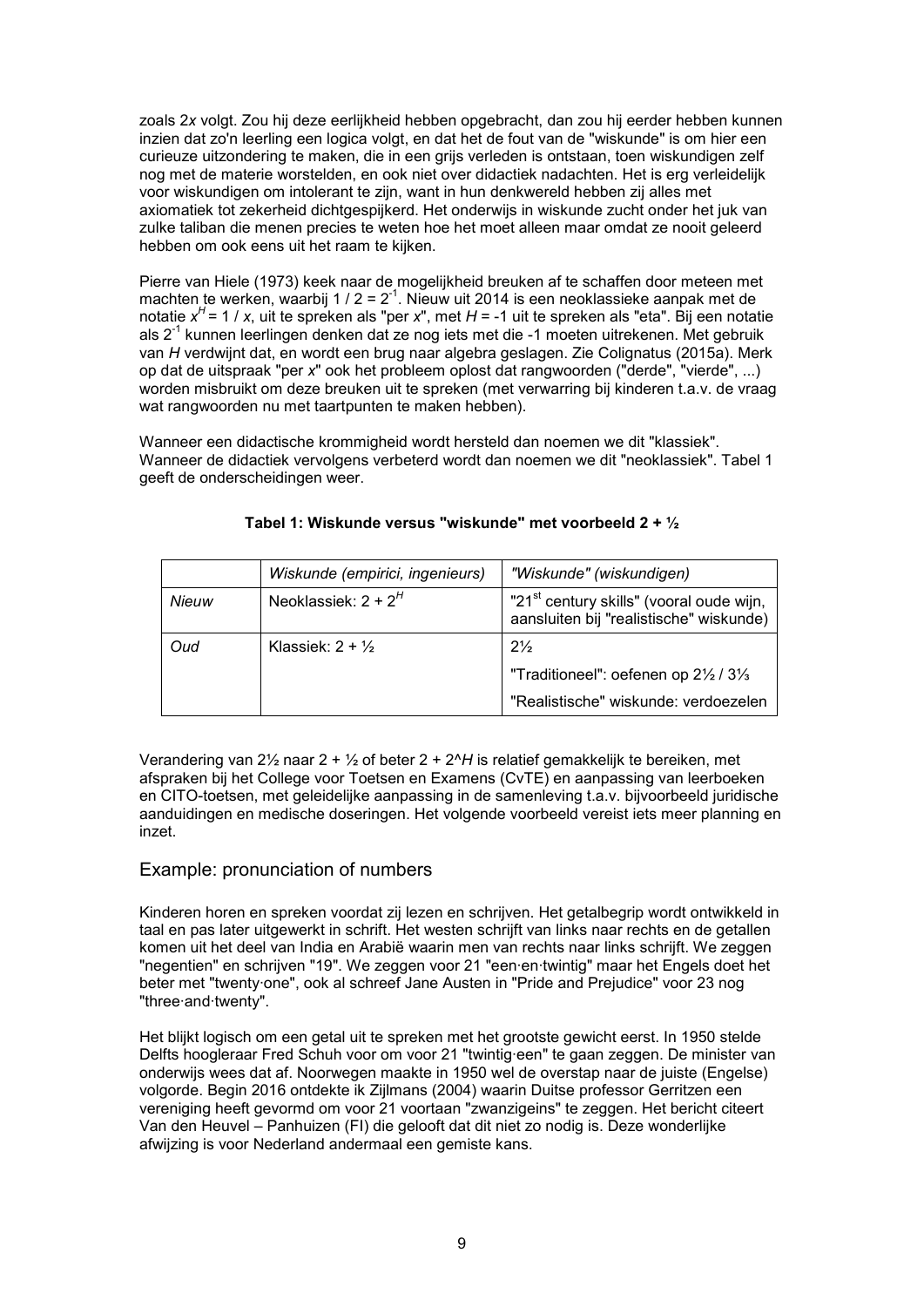zoals 2*x* volgt. Zou hij deze eerlijkheid hebben opgebracht, dan zou hij eerder hebben kunnen inzien dat zo'n leerling een logica volgt, en dat het de fout van de "wiskunde" is om hier een curieuze uitzondering te maken, die in een grijs verleden is ontstaan, toen wiskundigen zelf nog met de materie worstelden, en ook niet over didactiek nadachten. Het is erg verleidelijk voor wiskundigen om intolerant te zijn, want in hun denkwereld hebben zij alles met axiomatiek tot zekerheid dichtgespijkerd. Het onderwijs in wiskunde zucht onder het juk van zulke taliban die menen precies te weten hoe het moet alleen maar omdat ze nooit geleerd hebben om ook eens uit het raam te kijken.

Pierre van Hiele (1973) keek naar de mogelijkheid breuken af te schaffen door meteen met machten te werken, waarbij $1 / 2 = 2^{-1}$. Nieuw uit 2014 is een neoklassieke aanpak met de notatie $x^H = 1 / x$, uit te spreken als "per *x*", met $H = -1$ uit te spreken als "eta". Bij een notatie als $2^{-1}$ kunnen leerlingen denken dat ze nog iets met die -1 moeten uitrekenen. Met gebruik van *H* verdwijnt dat, en wordt een brug naar algebra geslagen. Zie Colignatus (2015a). Merk op dat de uitspraak "per *x*" ook het probleem oplost dat rangwoorden ("derde", "vierde", ...) worden misbruikt om deze breuken uit te spreken (met verwarring bij kinderen t.a.v. de vraag wat rangwoorden nu met taartpunten te maken hebben).

Wanneer een didactische krommigheid wordt hersteld dan noemen we dit "klassiek". Wanneer de didactiek vervolgens verbeterd wordt dan noemen we dit "neoklassiek". Tabel 1 geeft de onderscheidingen weer.

**Tabel 1: Wiskunde versus "wiskunde" met voorbeeld 2 + ½**

| | *Wiskunde (empirici, ingenieurs)* | *"Wiskunde" (wiskundigen)* |
|---|---|---|
| *Nieuw* | Neoklassiek: $2 + 2^H$ | "21st century skills" (vooral oude wijn, aansluiten bij "realistische" wiskunde) |
| *Oud* | Klassiek: 2 + ½ | 2½<br>"Traditioneel": oefenen op 2½ / 3⅓<br>"Realistische" wiskunde: verdoezelen |

Verandering van 2½ naar 2 + ½ of beter 2 + 2^*H* is relatief gemakkelijk te bereiken, met afspraken bij het College voor Toetsen en Examens (CvTE) en aanpassing van leerboeken en CITO-toetsen, met geleidelijke aanpassing in de samenleving t.a.v. bijvoorbeeld juridische aanduidingen en medische doseringen. Het volgende voorbeeld vereist iets meer planning en inzet.

## Example: pronunciation of numbers

Kinderen horen en spreken voordat zij lezen en schrijven. Het getalbegrip wordt ontwikkeld in taal en pas later uitgewerkt in schrift. Het westen schrijft van links naar rechts en de getallen komen uit het deel van India en Arabië waarin men van rechts naar links schrijft. We zeggen "negentien" en schrijven "19". We zeggen voor 21 "een·en·twintig" maar het Engels doet het beter met "twenty·one", ook al schreef Jane Austen in "Pride and Prejudice" voor 23 nog "three·and·twenty".

Het blijkt logisch om een getal uit te spreken met het grootste gewicht eerst. In 1950 stelde Delfts hoogleraar Fred Schuh voor om voor 21 "twintig·een" te gaan zeggen. De minister van onderwijs wees dat af. Noorwegen maakte in 1950 wel de overstap naar de juiste (Engelse) volgorde. Begin 2016 ontdekte ik Zijlmans (2004) waarin Duitse professor Gerritzen een vereniging heeft gevormd om voor 21 voortaan "zwanzigeins" te zeggen. Het bericht citeert Van den Heuvel – Panhuizen (FI) die gelooft dat dit niet zo nodig is. Deze wonderlijke afwijzing is voor Nederland andermaal een gemiste kans.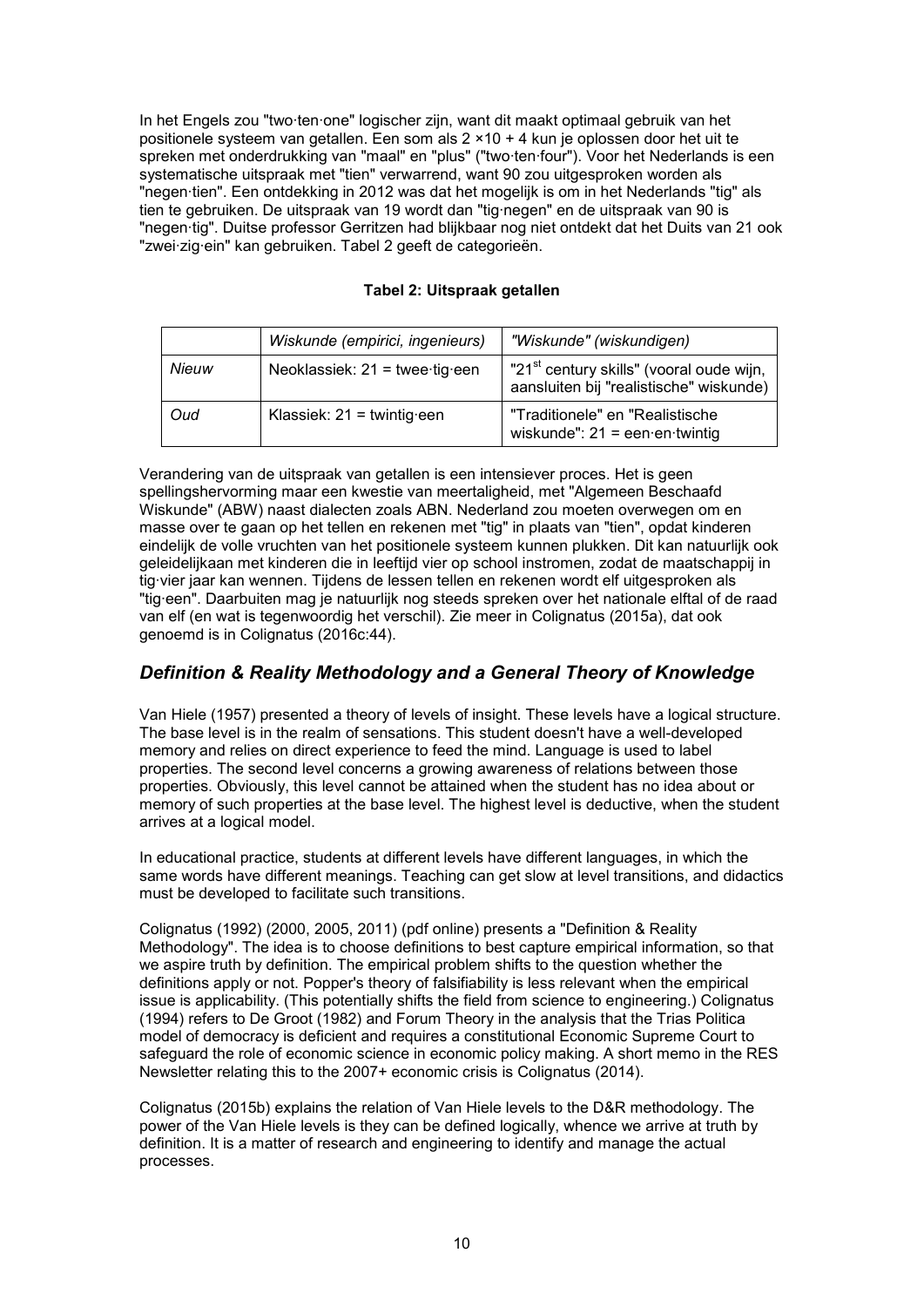In het Engels zou "two·ten·one" logischer zijn, want dit maakt optimaal gebruik van het positionele systeem van getallen. Een som als 2 ×10 + 4 kun je oplossen door het uit te spreken met onderdrukking van "maal" en "plus" ("two·ten·four"). Voor het Nederlands is een systematische uitspraak met "tien" verwarrend, want 90 zou uitgesproken worden als "negen·tien". Een ontdekking in 2012 was dat het mogelijk is om in het Nederlands "tig" als tien te gebruiken. De uitspraak van 19 wordt dan "tig·negen" en de uitspraak van 90 is "negen·tig". Duitse professor Gerritzen had blijkbaar nog niet ontdekt dat het Duits van 21 ook "zwei·zig·ein" kan gebruiken. Tabel 2 geeft de categorieën.

**Tabel 2: Uitspraak getallen**

| | *Wiskunde (empirici, ingenieurs)* | *"Wiskunde" (wiskundigen)* |
|---|---|---|
| *Nieuw* | Neoklassiek: 21 = twee·tig·een | "21st century skills" (vooral oude wijn, aansluiten bij "realistische" wiskunde) |
| *Oud* | Klassiek: 21 = twintig·een | "Traditionele" en "Realistische wiskunde": 21 = een·en·twintig |

Verandering van de uitspraak van getallen is een intensiever proces. Het is geen spellingshervorming maar een kwestie van meertaligheid, met "Algemeen Beschaafd Wiskunde" (ABW) naast dialecten zoals ABN. Nederland zou moeten overwegen om en masse over te gaan op het tellen en rekenen met "tig" in plaats van "tien", opdat kinderen eindelijk de volle vruchten van het positionele systeem kunnen plukken. Dit kan natuurlijk ook geleidelijkaan met kinderen die in leeftijd vier op school instromen, zodat de maatschappij in tig·vier jaar kan wennen. Tijdens de lessen tellen en rekenen wordt elf uitgesproken als "tig·een". Daarbuiten mag je natuurlijk nog steeds spreken over het nationale elftal of de raad van elf (en wat is tegenwoordig het verschil). Zie meer in Colignatus (2015a), dat ook genoemd is in Colignatus (2016c:44).

## *Definition & Reality Methodology and a General Theory of Knowledge*

Van Hiele (1957) presented a theory of levels of insight. These levels have a logical structure. The base level is in the realm of sensations. This student doesn't have a well-developed memory and relies on direct experience to feed the mind. Language is used to label properties. The second level concerns a growing awareness of relations between those properties. Obviously, this level cannot be attained when the student has no idea about or memory of such properties at the base level. The highest level is deductive, when the student arrives at a logical model.

In educational practice, students at different levels have different languages, in which the same words have different meanings. Teaching can get slow at level transitions, and didactics must be developed to facilitate such transitions.

Colignatus (1992) (2000, 2005, 2011) (pdf online) presents a "Definition & Reality Methodology". The idea is to choose definitions to best capture empirical information, so that we aspire truth by definition. The empirical problem shifts to the question whether the definitions apply or not. Popper's theory of falsifiability is less relevant when the empirical issue is applicability. (This potentially shifts the field from science to engineering.) Colignatus (1994) refers to De Groot (1982) and Forum Theory in the analysis that the Trias Politica model of democracy is deficient and requires a constitutional Economic Supreme Court to safeguard the role of economic science in economic policy making. A short memo in the RES Newsletter relating this to the 2007+ economic crisis is Colignatus (2014).

Colignatus (2015b) explains the relation of Van Hiele levels to the D&R methodology. The power of the Van Hiele levels is they can be defined logically, whence we arrive at truth by definition. It is a matter of research and engineering to identify and manage the actual processes.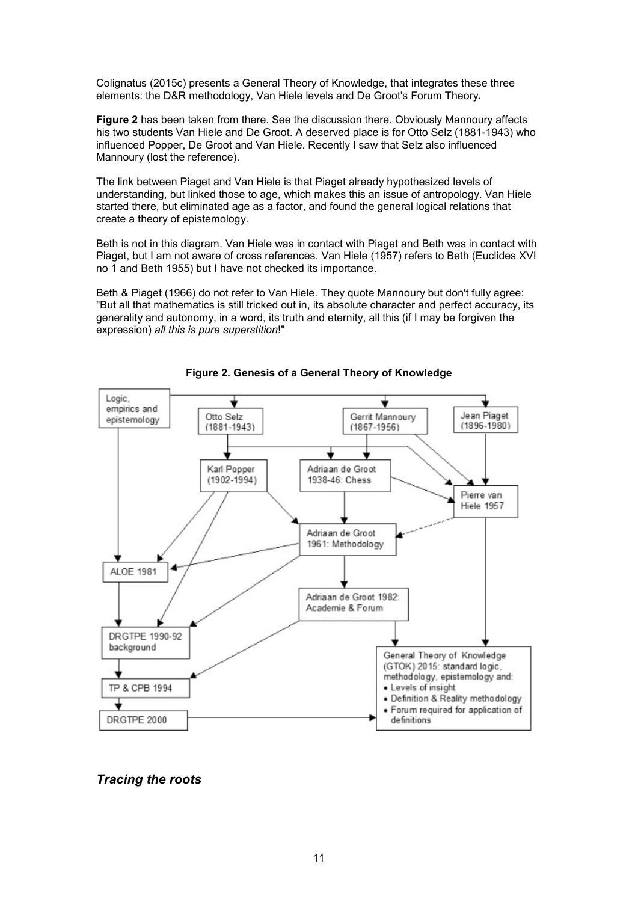Colignatus (2015c) presents a General Theory of Knowledge, that integrates these three elements: the D&R methodology, Van Hiele levels and De Groot's Forum Theory**.**

**Figure 2** has been taken from there. See the discussion there. Obviously Mannoury affects his two students Van Hiele and De Groot. A deserved place is for Otto Selz (1881-1943) who influenced Popper, De Groot and Van Hiele. Recently I saw that Selz also influenced Mannoury (lost the reference).

The link between Piaget and Van Hiele is that Piaget already hypothesized levels of understanding, but linked those to age, which makes this an issue of antropology. Van Hiele started there, but eliminated age as a factor, and found the general logical relations that create a theory of epistemology.

Beth is not in this diagram. Van Hiele was in contact with Piaget and Beth was in contact with Piaget, but I am not aware of cross references. Van Hiele (1957) refers to Beth (Euclides XVI no 1 and Beth 1955) but I have not checked its importance.

Beth & Piaget (1966) do not refer to Van Hiele. They quote Mannoury but don't fully agree: "But all that mathematics is still tricked out in, its absolute character and perfect accuracy, its generality and autonomy, in a word, its truth and eternity, all this (if I may be forgiven the expression) *all this is pure superstition*!"

**Figure 2. Genesis of a General Theory of Knowledge**

## *Tracing the roots*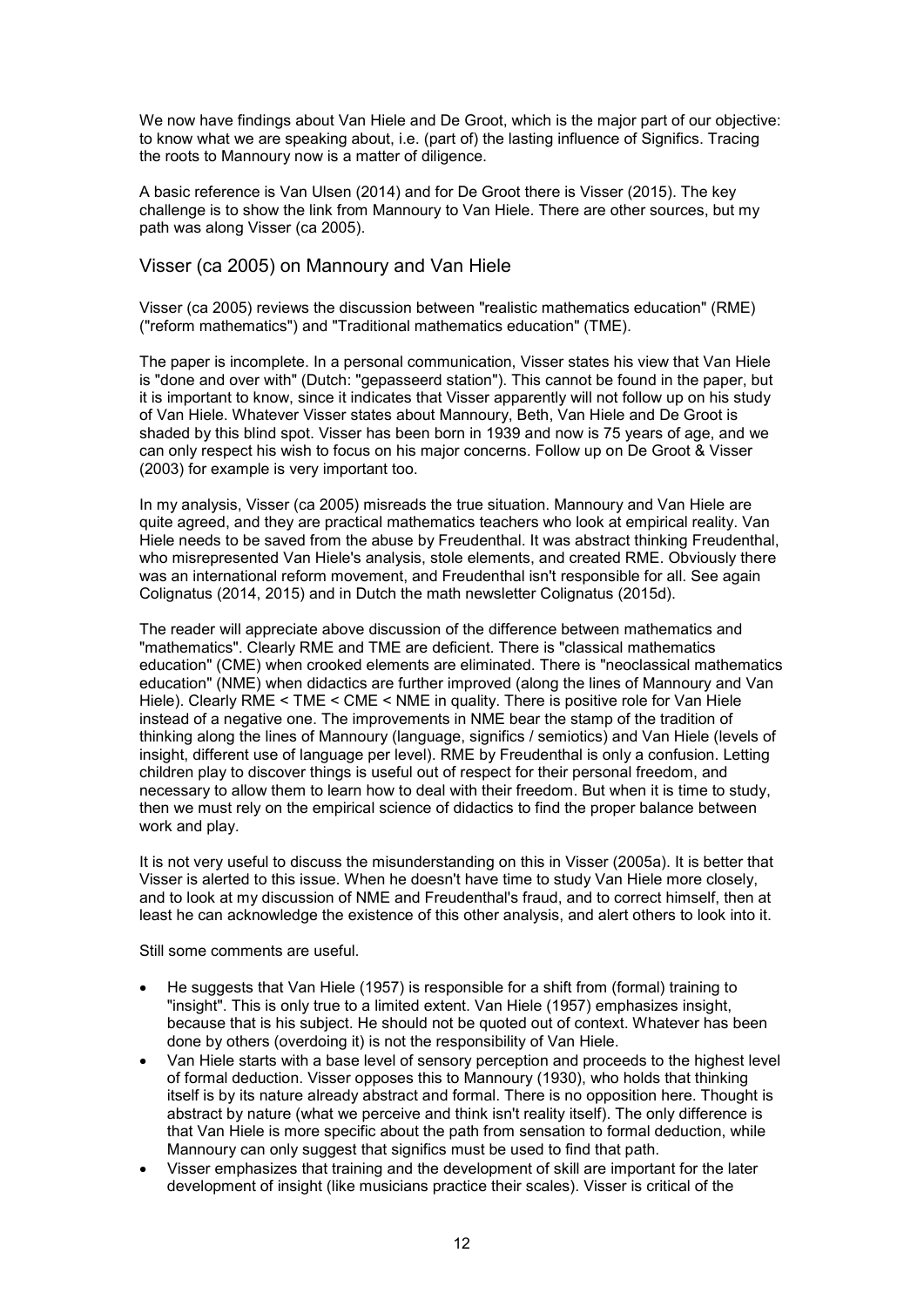We now have findings about Van Hiele and De Groot, which is the major part of our objective: to know what we are speaking about, i.e. (part of) the lasting influence of Significs. Tracing the roots to Mannoury now is a matter of diligence.

A basic reference is Van Ulsen (2014) and for De Groot there is Visser (2015). The key challenge is to show the link from Mannoury to Van Hiele. There are other sources, but my path was along Visser (ca 2005).

## Visser (ca 2005) on Mannoury and Van Hiele

Visser (ca 2005) reviews the discussion between "realistic mathematics education" (RME) ("reform mathematics") and "Traditional mathematics education" (TME).

The paper is incomplete. In a personal communication, Visser states his view that Van Hiele is "done and over with" (Dutch: "gepasseerd station"). This cannot be found in the paper, but it is important to know, since it indicates that Visser apparently will not follow up on his study of Van Hiele. Whatever Visser states about Mannoury, Beth, Van Hiele and De Groot is shaded by this blind spot. Visser has been born in 1939 and now is 75 years of age, and we can only respect his wish to focus on his major concerns. Follow up on De Groot & Visser (2003) for example is very important too.

In my analysis, Visser (ca 2005) misreads the true situation. Mannoury and Van Hiele are quite agreed, and they are practical mathematics teachers who look at empirical reality. Van Hiele needs to be saved from the abuse by Freudenthal. It was abstract thinking Freudenthal, who misrepresented Van Hiele's analysis, stole elements, and created RME. Obviously there was an international reform movement, and Freudenthal isn't responsible for all. See again Colignatus (2014, 2015) and in Dutch the math newsletter Colignatus (2015d).

The reader will appreciate above discussion of the difference between mathematics and "mathematics". Clearly RME and TME are deficient. There is "classical mathematics education" (CME) when crooked elements are eliminated. There is "neoclassical mathematics education" (NME) when didactics are further improved (along the lines of Mannoury and Van Hiele). Clearly RME < TME < CME < NME in quality. There is positive role for Van Hiele instead of a negative one. The improvements in NME bear the stamp of the tradition of thinking along the lines of Mannoury (language, significs / semiotics) and Van Hiele (levels of insight, different use of language per level). RME by Freudenthal is only a confusion. Letting children play to discover things is useful out of respect for their personal freedom, and necessary to allow them to learn how to deal with their freedom. But when it is time to study, then we must rely on the empirical science of didactics to find the proper balance between work and play.

It is not very useful to discuss the misunderstanding on this in Visser (2005a). It is better that Visser is alerted to this issue. When he doesn't have time to study Van Hiele more closely, and to look at my discussion of NME and Freudenthal's fraud, and to correct himself, then at least he can acknowledge the existence of this other analysis, and alert others to look into it.

Still some comments are useful.

- He suggests that Van Hiele (1957) is responsible for a shift from (formal) training to "insight". This is only true to a limited extent. Van Hiele (1957) emphasizes insight, because that is his subject. He should not be quoted out of context. Whatever has been done by others (overdoing it) is not the responsibility of Van Hiele.
- Van Hiele starts with a base level of sensory perception and proceeds to the highest level of formal deduction. Visser opposes this to Mannoury (1930), who holds that thinking itself is by its nature already abstract and formal. There is no opposition here. Thought is abstract by nature (what we perceive and think isn't reality itself). The only difference is that Van Hiele is more specific about the path from sensation to formal deduction, while Mannoury can only suggest that significs must be used to find that path.
- Visser emphasizes that training and the development of skill are important for the later development of insight (like musicians practice their scales). Visser is critical of the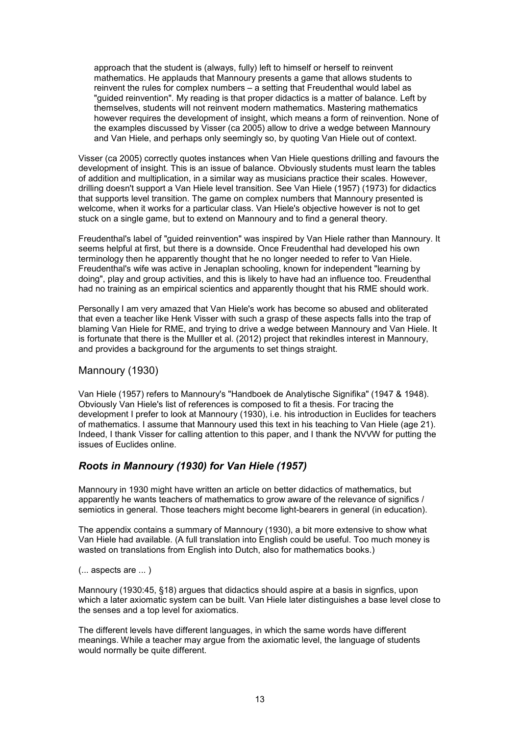approach that the student is (always, fully) left to himself or herself to reinvent mathematics. He applauds that Mannoury presents a game that allows students to reinvent the rules for complex numbers – a setting that Freudenthal would label as "guided reinvention". My reading is that proper didactics is a matter of balance. Left by themselves, students will not reinvent modern mathematics. Mastering mathematics however requires the development of insight, which means a form of reinvention. None of the examples discussed by Visser (ca 2005) allow to drive a wedge between Mannoury and Van Hiele, and perhaps only seemingly so, by quoting Van Hiele out of context.

Visser (ca 2005) correctly quotes instances when Van Hiele questions drilling and favours the development of insight. This is an issue of balance. Obviously students must learn the tables of addition and multiplication, in a similar way as musicians practice their scales. However, drilling doesn't support a Van Hiele level transition. See Van Hiele (1957) (1973) for didactics that supports level transition. The game on complex numbers that Mannoury presented is welcome, when it works for a particular class. Van Hiele's objective however is not to get stuck on a single game, but to extend on Mannoury and to find a general theory.

Freudenthal's label of "guided reinvention" was inspired by Van Hiele rather than Mannoury. It seems helpful at first, but there is a downside. Once Freudenthal had developed his own terminology then he apparently thought that he no longer needed to refer to Van Hiele. Freudenthal's wife was active in Jenaplan schooling, known for independent "learning by doing", play and group activities, and this is likely to have had an influence too. Freudenthal had no training as an empirical scientics and apparently thought that his RME should work.

Personally I am very amazed that Van Hiele's work has become so abused and obliterated that even a teacher like Henk Visser with such a grasp of these aspects falls into the trap of blaming Van Hiele for RME, and trying to drive a wedge between Mannoury and Van Hiele. It is fortunate that there is the Mulller et al. (2012) project that rekindles interest in Mannoury, and provides a background for the arguments to set things straight.

## Mannoury (1930)

Van Hiele (1957) refers to Mannoury's "Handboek de Analytische Signifika" (1947 & 1948). Obviously Van Hiele's list of references is composed to fit a thesis. For tracing the development I prefer to look at Mannoury (1930), i.e. his introduction in Euclides for teachers of mathematics. I assume that Mannoury used this text in his teaching to Van Hiele (age 21). Indeed, I thank Visser for calling attention to this paper, and I thank the NVVW for putting the issues of Euclides online.

### *Roots in Mannoury (1930) for Van Hiele (1957)*

Mannoury in 1930 might have written an article on better didactics of mathematics, but apparently he wants teachers of mathematics to grow aware of the relevance of significs / semiotics in general. Those teachers might become light-bearers in general (in education).

The appendix contains a summary of Mannoury (1930), a bit more extensive to show what Van Hiele had available. (A full translation into English could be useful. Too much money is wasted on translations from English into Dutch, also for mathematics books.)

(... aspects are ... )

Mannoury (1930:45, §18) argues that didactics should aspire at a basis in signfics, upon which a later axiomatic system can be built. Van Hiele later distinguishes a base level close to the senses and a top level for axiomatics.

The different levels have different languages, in which the same words have different meanings. While a teacher may argue from the axiomatic level, the language of students would normally be quite different.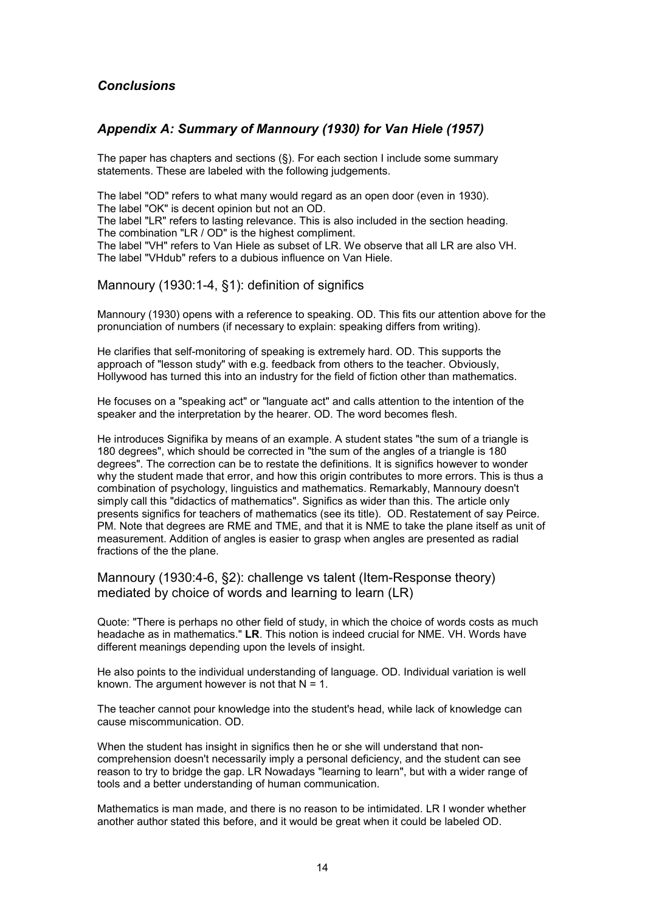## *Conclusions*

## *Appendix A: Summary of Mannoury (1930) for Van Hiele (1957)*

The paper has chapters and sections (§). For each section I include some summary statements. These are labeled with the following judgements.

The label "OD" refers to what many would regard as an open door (even in 1930).
The label "OK" is decent opinion but not an OD.
The label "LR" refers to lasting relevance. This is also included in the section heading.
The combination "LR / OD" is the highest compliment.
The label "VH" refers to Van Hiele as subset of LR. We observe that all LR are also VH.
The label "VHdub" refers to a dubious influence on Van Hiele.

### Mannoury (1930:1-4, §1): definition of significs

Mannoury (1930) opens with a reference to speaking. OD. This fits our attention above for the pronunciation of numbers (if necessary to explain: speaking differs from writing).

He clarifies that self-monitoring of speaking is extremely hard. OD. This supports the approach of "lesson study" with e.g. feedback from others to the teacher. Obviously, Hollywood has turned this into an industry for the field of fiction other than mathematics.

He focuses on a "speaking act" or "languate act" and calls attention to the intention of the speaker and the interpretation by the hearer. OD. The word becomes flesh.

He introduces Signifika by means of an example. A student states "the sum of a triangle is 180 degrees", which should be corrected in "the sum of the angles of a triangle is 180 degrees". The correction can be to restate the definitions. It is significs however to wonder why the student made that error, and how this origin contributes to more errors. This is thus a combination of psychology, linguistics and mathematics. Remarkably, Mannoury doesn't simply call this "didactics of mathematics". Significs as wider than this. The article only presents significs for teachers of mathematics (see its title). OD. Restatement of say Peirce. PM. Note that degrees are RME and TME, and that it is NME to take the plane itself as unit of measurement. Addition of angles is easier to grasp when angles are presented as radial fractions of the the plane.

### Mannoury (1930:4-6, §2): challenge vs talent (Item-Response theory) mediated by choice of words and learning to learn (LR)

Quote: "There is perhaps no other field of study, in which the choice of words costs as much headache as in mathematics." **LR**. This notion is indeed crucial for NME. VH. Words have different meanings depending upon the levels of insight.

He also points to the individual understanding of language. OD. Individual variation is well known. The argument however is not that N = 1.

The teacher cannot pour knowledge into the student's head, while lack of knowledge can cause miscommunication. OD.

When the student has insight in significs then he or she will understand that non-comprehension doesn't necessarily imply a personal deficiency, and the student can see reason to try to bridge the gap. LR Nowadays "learning to learn", but with a wider range of tools and a better understanding of human communication.

Mathematics is man made, and there is no reason to be intimidated. LR I wonder whether another author stated this before, and it would be great when it could be labeled OD.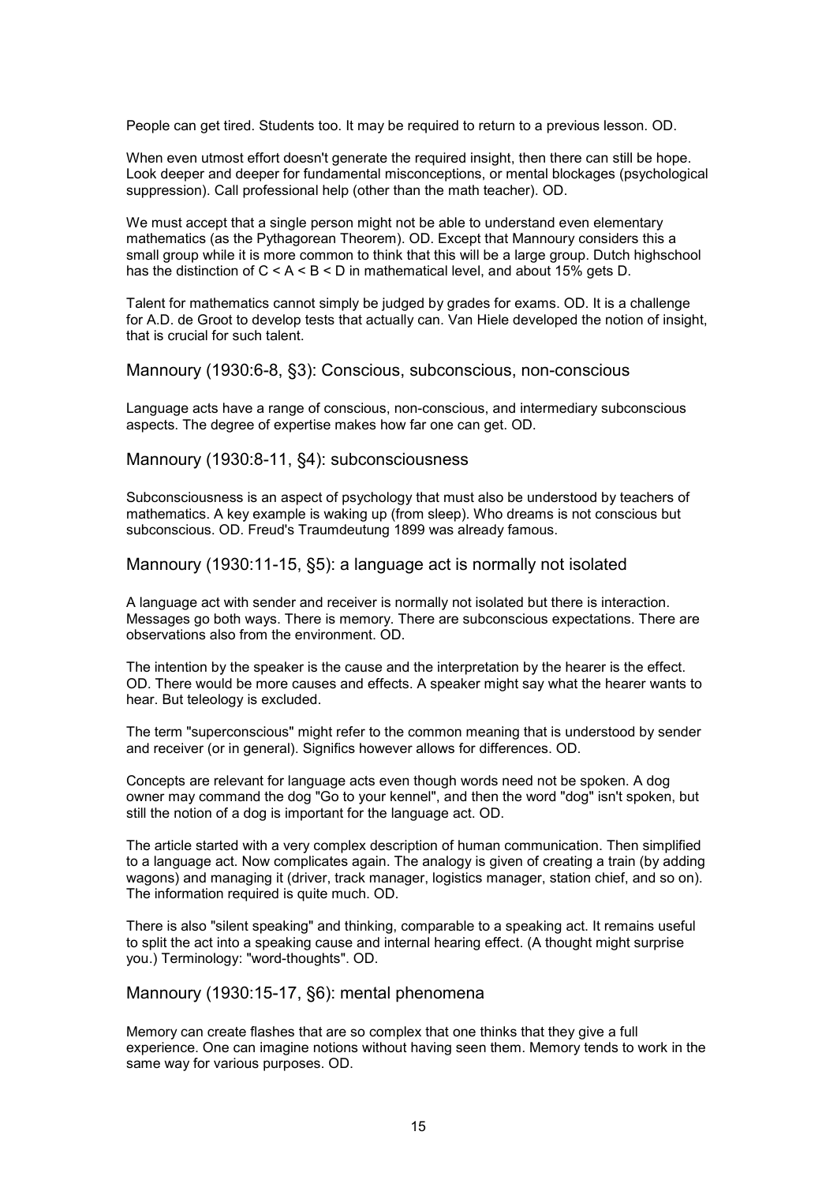People can get tired. Students too. It may be required to return to a previous lesson. OD.

When even utmost effort doesn't generate the required insight, then there can still be hope. Look deeper and deeper for fundamental misconceptions, or mental blockages (psychological suppression). Call professional help (other than the math teacher). OD.

We must accept that a single person might not be able to understand even elementary mathematics (as the Pythagorean Theorem). OD. Except that Mannoury considers this a small group while it is more common to think that this will be a large group. Dutch highschool has the distinction of C < A < B < D in mathematical level, and about 15% gets D.

Talent for mathematics cannot simply be judged by grades for exams. OD. It is a challenge for A.D. de Groot to develop tests that actually can. Van Hiele developed the notion of insight, that is crucial for such talent.

### Mannoury (1930:6-8, §3): Conscious, subconscious, non-conscious

Language acts have a range of conscious, non-conscious, and intermediary subconscious aspects. The degree of expertise makes how far one can get. OD.

### Mannoury (1930:8-11, §4): subconsciousness

Subconsciousness is an aspect of psychology that must also be understood by teachers of mathematics. A key example is waking up (from sleep). Who dreams is not conscious but subconscious. OD. Freud's Traumdeutung 1899 was already famous.

### Mannoury (1930:11-15, §5): a language act is normally not isolated

A language act with sender and receiver is normally not isolated but there is interaction. Messages go both ways. There is memory. There are subconscious expectations. There are observations also from the environment. OD.

The intention by the speaker is the cause and the interpretation by the hearer is the effect. OD. There would be more causes and effects. A speaker might say what the hearer wants to hear. But teleology is excluded.

The term "superconscious" might refer to the common meaning that is understood by sender and receiver (or in general). Significs however allows for differences. OD.

Concepts are relevant for language acts even though words need not be spoken. A dog owner may command the dog "Go to your kennel", and then the word "dog" isn't spoken, but still the notion of a dog is important for the language act. OD.

The article started with a very complex description of human communication. Then simplified to a language act. Now complicates again. The analogy is given of creating a train (by adding wagons) and managing it (driver, track manager, logistics manager, station chief, and so on). The information required is quite much. OD.

There is also "silent speaking" and thinking, comparable to a speaking act. It remains useful to split the act into a speaking cause and internal hearing effect. (A thought might surprise you.) Terminology: "word-thoughts". OD.

### Mannoury (1930:15-17, §6): mental phenomena

Memory can create flashes that are so complex that one thinks that they give a full experience. One can imagine notions without having seen them. Memory tends to work in the same way for various purposes. OD.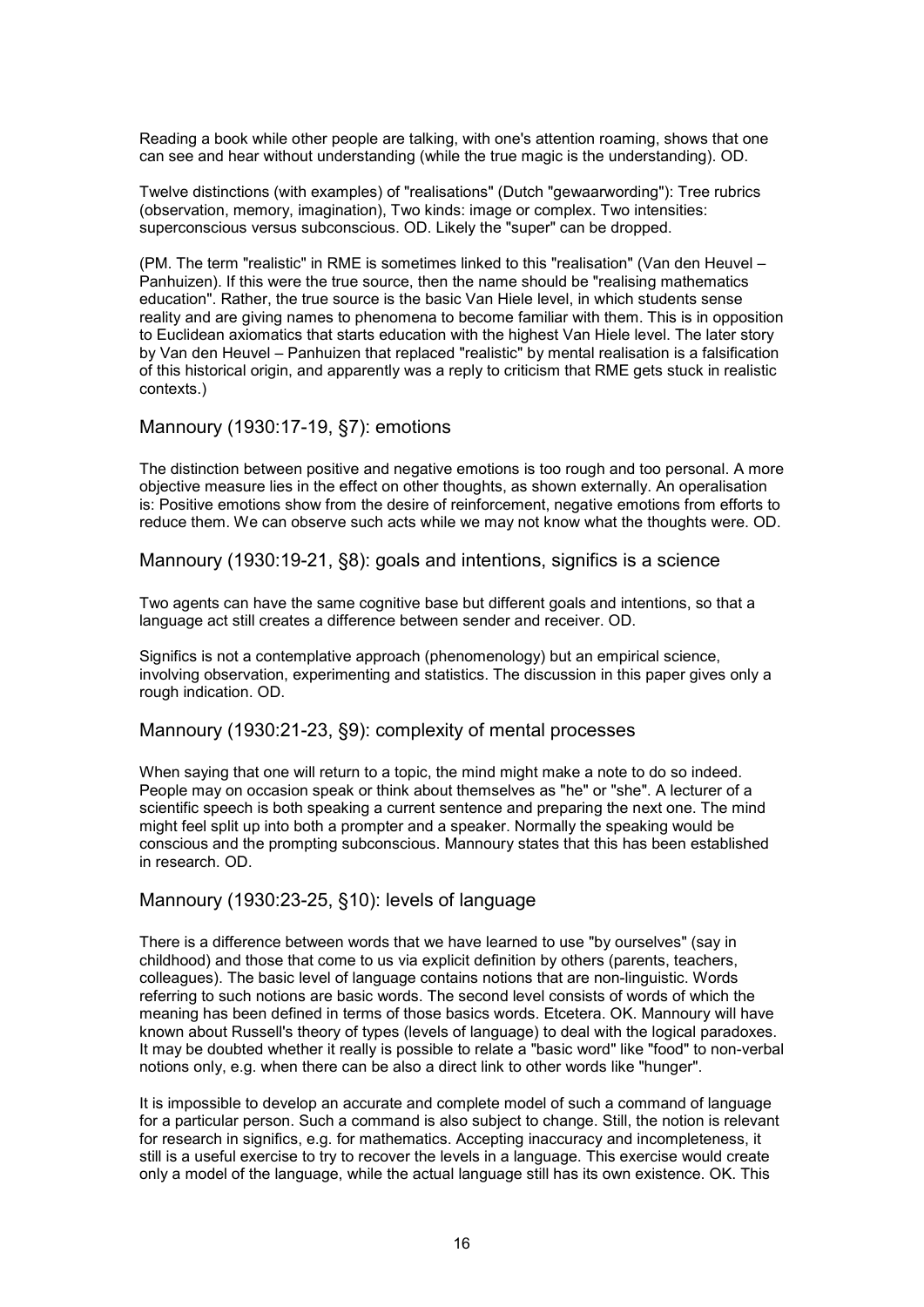Reading a book while other people are talking, with one's attention roaming, shows that one can see and hear without understanding (while the true magic is the understanding). OD.

Twelve distinctions (with examples) of "realisations" (Dutch "gewaarwording"): Tree rubrics (observation, memory, imagination), Two kinds: image or complex. Two intensities: superconscious versus subconscious. OD. Likely the "super" can be dropped.

(PM. The term "realistic" in RME is sometimes linked to this "realisation" (Van den Heuvel – Panhuizen). If this were the true source, then the name should be "realising mathematics education". Rather, the true source is the basic Van Hiele level, in which students sense reality and are giving names to phenomena to become familiar with them. This is in opposition to Euclidean axiomatics that starts education with the highest Van Hiele level. The later story by Van den Heuvel – Panhuizen that replaced "realistic" by mental realisation is a falsification of this historical origin, and apparently was a reply to criticism that RME gets stuck in realistic contexts.)

## Mannoury (1930:17-19, §7): emotions

The distinction between positive and negative emotions is too rough and too personal. A more objective measure lies in the effect on other thoughts, as shown externally. An operalisation is: Positive emotions show from the desire of reinforcement, negative emotions from efforts to reduce them. We can observe such acts while we may not know what the thoughts were. OD.

## Mannoury (1930:19-21, §8): goals and intentions, significs is a science

Two agents can have the same cognitive base but different goals and intentions, so that a language act still creates a difference between sender and receiver. OD.

Significs is not a contemplative approach (phenomenology) but an empirical science, involving observation, experimenting and statistics. The discussion in this paper gives only a rough indication. OD.

## Mannoury (1930:21-23, §9): complexity of mental processes

When saying that one will return to a topic, the mind might make a note to do so indeed. People may on occasion speak or think about themselves as "he" or "she". A lecturer of a scientific speech is both speaking a current sentence and preparing the next one. The mind might feel split up into both a prompter and a speaker. Normally the speaking would be conscious and the prompting subconscious. Mannoury states that this has been established in research. OD.

## Mannoury (1930:23-25, §10): levels of language

There is a difference between words that we have learned to use "by ourselves" (say in childhood) and those that come to us via explicit definition by others (parents, teachers, colleagues). The basic level of language contains notions that are non-linguistic. Words referring to such notions are basic words. The second level consists of words of which the meaning has been defined in terms of those basics words. Etcetera. OK. Mannoury will have known about Russell's theory of types (levels of language) to deal with the logical paradoxes. It may be doubted whether it really is possible to relate a "basic word" like "food" to non-verbal notions only, e.g. when there can be also a direct link to other words like "hunger".

It is impossible to develop an accurate and complete model of such a command of language for a particular person. Such a command is also subject to change. Still, the notion is relevant for research in significs, e.g. for mathematics. Accepting inaccuracy and incompleteness, it still is a useful exercise to try to recover the levels in a language. This exercise would create only a model of the language, while the actual language still has its own existence. OK. This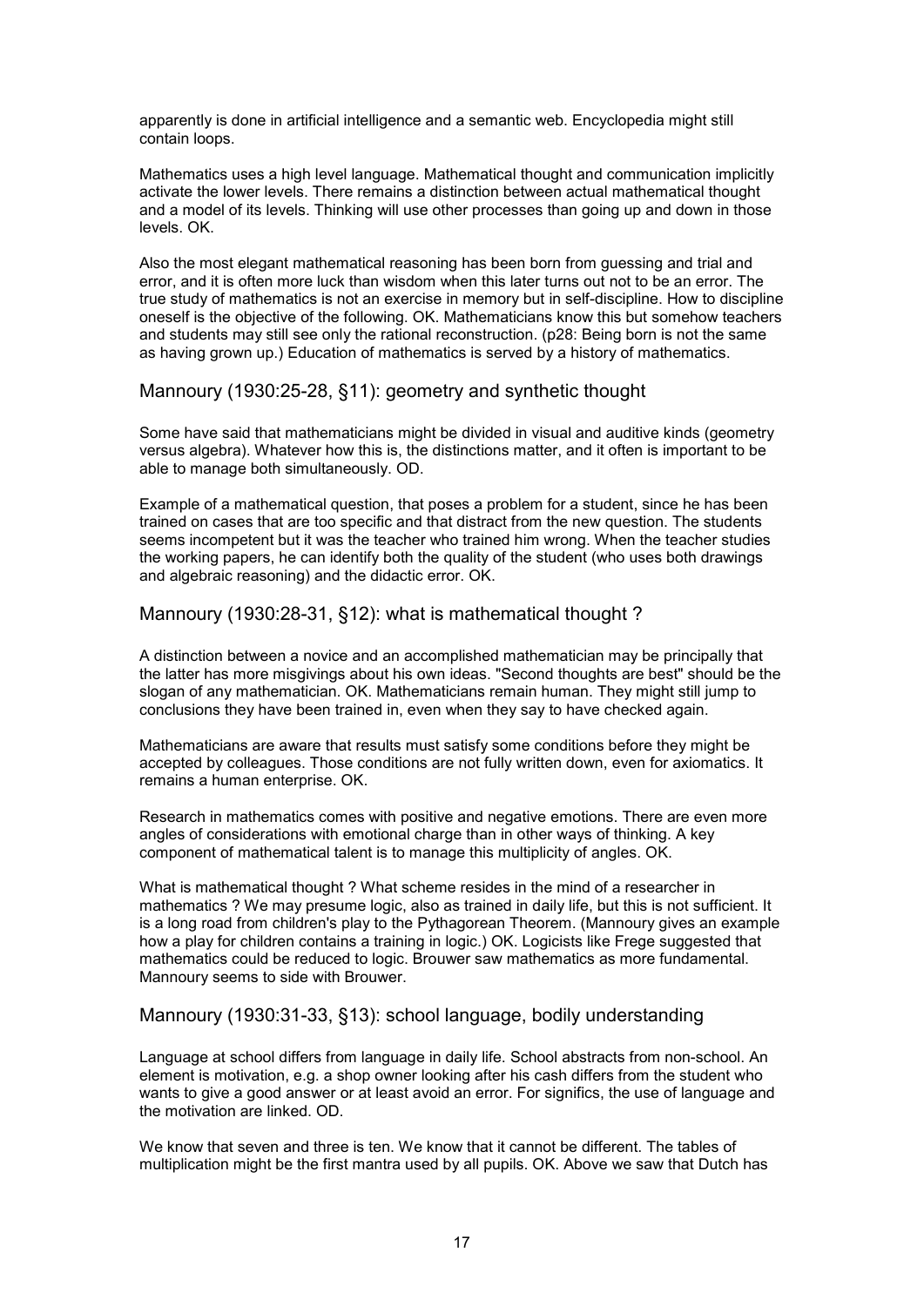apparently is done in artificial intelligence and a semantic web. Encyclopedia might still contain loops.

Mathematics uses a high level language. Mathematical thought and communication implicitly activate the lower levels. There remains a distinction between actual mathematical thought and a model of its levels. Thinking will use other processes than going up and down in those levels. OK.

Also the most elegant mathematical reasoning has been born from guessing and trial and error, and it is often more luck than wisdom when this later turns out not to be an error. The true study of mathematics is not an exercise in memory but in self-discipline. How to discipline oneself is the objective of the following. OK. Mathematicians know this but somehow teachers and students may still see only the rational reconstruction. (p28: Being born is not the same as having grown up.) Education of mathematics is served by a history of mathematics.

## Mannoury (1930:25-28, §11): geometry and synthetic thought

Some have said that mathematicians might be divided in visual and auditive kinds (geometry versus algebra). Whatever how this is, the distinctions matter, and it often is important to be able to manage both simultaneously. OD.

Example of a mathematical question, that poses a problem for a student, since he has been trained on cases that are too specific and that distract from the new question. The students seems incompetent but it was the teacher who trained him wrong. When the teacher studies the working papers, he can identify both the quality of the student (who uses both drawings and algebraic reasoning) and the didactic error. OK.

## Mannoury (1930:28-31, §12): what is mathematical thought ?

A distinction between a novice and an accomplished mathematician may be principally that the latter has more misgivings about his own ideas. "Second thoughts are best" should be the slogan of any mathematician. OK. Mathematicians remain human. They might still jump to conclusions they have been trained in, even when they say to have checked again.

Mathematicians are aware that results must satisfy some conditions before they might be accepted by colleagues. Those conditions are not fully written down, even for axiomatics. It remains a human enterprise. OK.

Research in mathematics comes with positive and negative emotions. There are even more angles of considerations with emotional charge than in other ways of thinking. A key component of mathematical talent is to manage this multiplicity of angles. OK.

What is mathematical thought ? What scheme resides in the mind of a researcher in mathematics ? We may presume logic, also as trained in daily life, but this is not sufficient. It is a long road from children's play to the Pythagorean Theorem. (Mannoury gives an example how a play for children contains a training in logic.) OK. Logicists like Frege suggested that mathematics could be reduced to logic. Brouwer saw mathematics as more fundamental. Mannoury seems to side with Brouwer.

## Mannoury (1930:31-33, §13): school language, bodily understanding

Language at school differs from language in daily life. School abstracts from non-school. An element is motivation, e.g. a shop owner looking after his cash differs from the student who wants to give a good answer or at least avoid an error. For significs, the use of language and the motivation are linked. OD.

We know that seven and three is ten. We know that it cannot be different. The tables of multiplication might be the first mantra used by all pupils. OK. Above we saw that Dutch has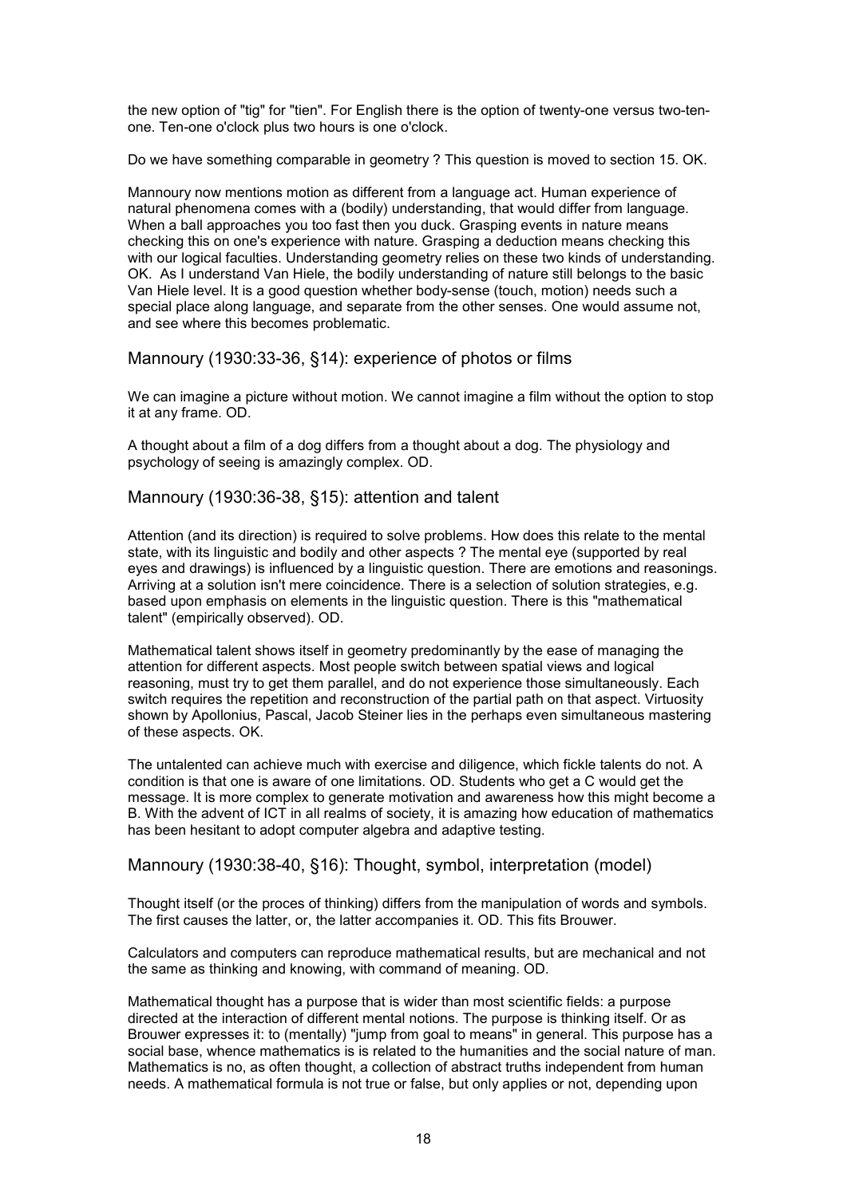the new option of "tig" for "tien". For English there is the option of twenty-one versus two-ten-one. Ten-one o'clock plus two hours is one o'clock.

Do we have something comparable in geometry ? This question is moved to section 15. OK.

Mannoury now mentions motion as different from a language act. Human experience of natural phenomena comes with a (bodily) understanding, that would differ from language. When a ball approaches you too fast then you duck. Grasping events in nature means checking this on one's experience with nature. Grasping a deduction means checking this with our logical faculties. Understanding geometry relies on these two kinds of understanding. OK. As I understand Van Hiele, the bodily understanding of nature still belongs to the basic Van Hiele level. It is a good question whether body-sense (touch, motion) needs such a special place along language, and separate from the other senses. One would assume not, and see where this becomes problematic.

## Mannoury (1930:33-36, §14): experience of photos or films

We can imagine a picture without motion. We cannot imagine a film without the option to stop it at any frame. OD.

A thought about a film of a dog differs from a thought about a dog. The physiology and psychology of seeing is amazingly complex. OD.

## Mannoury (1930:36-38, §15): attention and talent

Attention (and its direction) is required to solve problems. How does this relate to the mental state, with its linguistic and bodily and other aspects ? The mental eye (supported by real eyes and drawings) is influenced by a linguistic question. There are emotions and reasonings. Arriving at a solution isn't mere coincidence. There is a selection of solution strategies, e.g. based upon emphasis on elements in the linguistic question. There is this "mathematical talent" (empirically observed). OD.

Mathematical talent shows itself in geometry predominantly by the ease of managing the attention for different aspects. Most people switch between spatial views and logical reasoning, must try to get them parallel, and do not experience those simultaneously. Each switch requires the repetition and reconstruction of the partial path on that aspect. Virtuosity shown by Apollonius, Pascal, Jacob Steiner lies in the perhaps even simultaneous mastering of these aspects. OK.

The untalented can achieve much with exercise and diligence, which fickle talents do not. A condition is that one is aware of one limitations. OD. Students who get a C would get the message. It is more complex to generate motivation and awareness how this might become a B. With the advent of ICT in all realms of society, it is amazing how education of mathematics has been hesitant to adopt computer algebra and adaptive testing.

## Mannoury (1930:38-40, §16): Thought, symbol, interpretation (model)

Thought itself (or the proces of thinking) differs from the manipulation of words and symbols. The first causes the latter, or, the latter accompanies it. OD. This fits Brouwer.

Calculators and computers can reproduce mathematical results, but are mechanical and not the same as thinking and knowing, with command of meaning. OD.

Mathematical thought has a purpose that is wider than most scientific fields: a purpose directed at the interaction of different mental notions. The purpose is thinking itself. Or as Brouwer expresses it: to (mentally) "jump from goal to means" in general. This purpose has a social base, whence mathematics is is related to the humanities and the social nature of man. Mathematics is no, as often thought, a collection of abstract truths independent from human needs. A mathematical formula is not true or false, but only applies or not, depending upon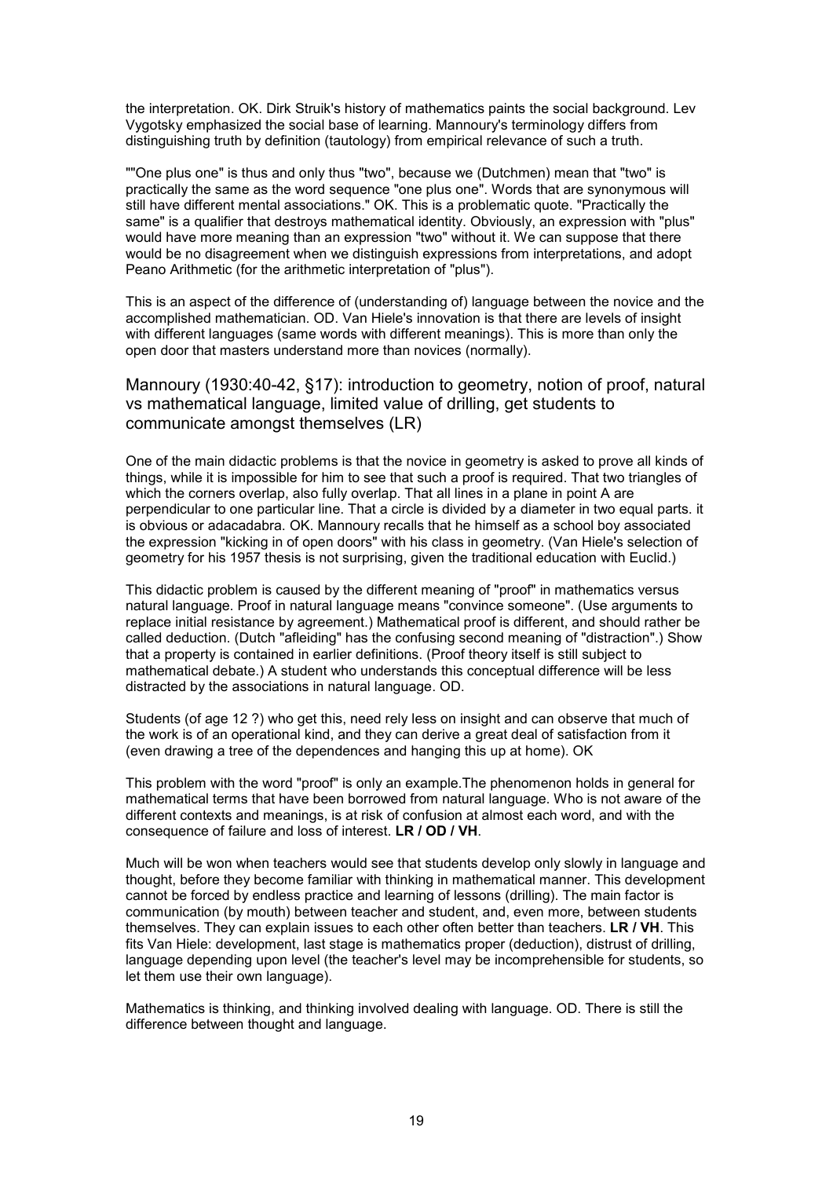the interpretation. OK. Dirk Struik's history of mathematics paints the social background. Lev Vygotsky emphasized the social base of learning. Mannoury's terminology differs from distinguishing truth by definition (tautology) from empirical relevance of such a truth.

""One plus one" is thus and only thus "two", because we (Dutchmen) mean that "two" is practically the same as the word sequence "one plus one". Words that are synonymous will still have different mental associations." OK. This is a problematic quote. "Practically the same" is a qualifier that destroys mathematical identity. Obviously, an expression with "plus" would have more meaning than an expression "two" without it. We can suppose that there would be no disagreement when we distinguish expressions from interpretations, and adopt Peano Arithmetic (for the arithmetic interpretation of "plus").

This is an aspect of the difference of (understanding of) language between the novice and the accomplished mathematician. OD. Van Hiele's innovation is that there are levels of insight with different languages (same words with different meanings). This is more than only the open door that masters understand more than novices (normally).

## Mannoury (1930:40-42, §17): introduction to geometry, notion of proof, natural vs mathematical language, limited value of drilling, get students to communicate amongst themselves (LR)

One of the main didactic problems is that the novice in geometry is asked to prove all kinds of things, while it is impossible for him to see that such a proof is required. That two triangles of which the corners overlap, also fully overlap. That all lines in a plane in point A are perpendicular to one particular line. That a circle is divided by a diameter in two equal parts. it is obvious or adacadabra. OK. Mannoury recalls that he himself as a school boy associated the expression "kicking in of open doors" with his class in geometry. (Van Hiele's selection of geometry for his 1957 thesis is not surprising, given the traditional education with Euclid.)

This didactic problem is caused by the different meaning of "proof" in mathematics versus natural language. Proof in natural language means "convince someone". (Use arguments to replace initial resistance by agreement.) Mathematical proof is different, and should rather be called deduction. (Dutch "afleiding" has the confusing second meaning of "distraction".) Show that a property is contained in earlier definitions. (Proof theory itself is still subject to mathematical debate.) A student who understands this conceptual difference will be less distracted by the associations in natural language. OD.

Students (of age 12 ?) who get this, need rely less on insight and can observe that much of the work is of an operational kind, and they can derive a great deal of satisfaction from it (even drawing a tree of the dependences and hanging this up at home). OK

This problem with the word "proof" is only an example.The phenomenon holds in general for mathematical terms that have been borrowed from natural language. Who is not aware of the different contexts and meanings, is at risk of confusion at almost each word, and with the consequence of failure and loss of interest. **LR / OD / VH**.

Much will be won when teachers would see that students develop only slowly in language and thought, before they become familiar with thinking in mathematical manner. This development cannot be forced by endless practice and learning of lessons (drilling). The main factor is communication (by mouth) between teacher and student, and, even more, between students themselves. They can explain issues to each other often better than teachers. **LR / VH**. This fits Van Hiele: development, last stage is mathematics proper (deduction), distrust of drilling, language depending upon level (the teacher's level may be incomprehensible for students, so let them use their own language).

Mathematics is thinking, and thinking involved dealing with language. OD. There is still the difference between thought and language.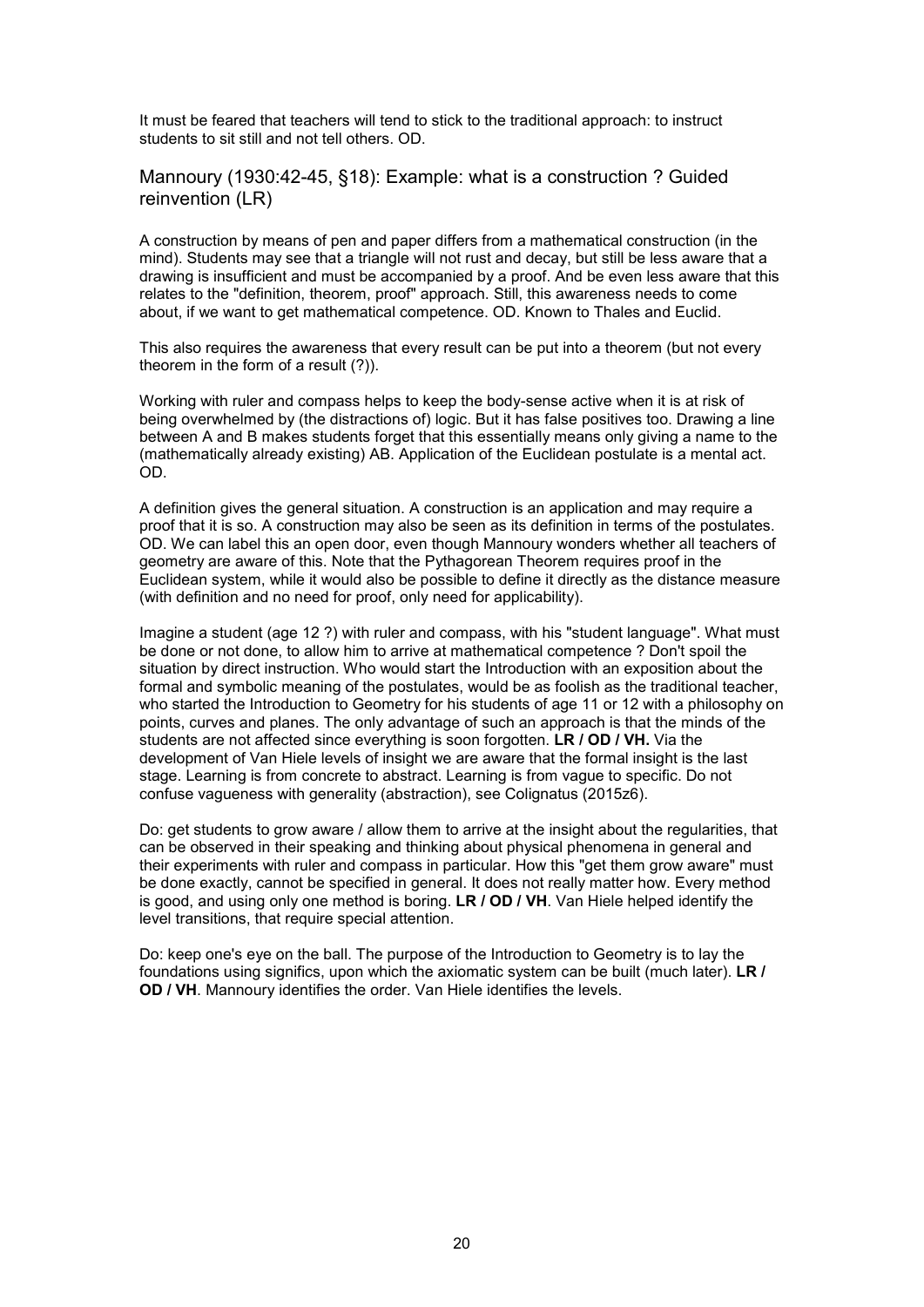It must be feared that teachers will tend to stick to the traditional approach: to instruct students to sit still and not tell others. OD.

## Mannoury (1930:42-45, §18): Example: what is a construction ? Guided reinvention (LR)

A construction by means of pen and paper differs from a mathematical construction (in the mind). Students may see that a triangle will not rust and decay, but still be less aware that a drawing is insufficient and must be accompanied by a proof. And be even less aware that this relates to the "definition, theorem, proof" approach. Still, this awareness needs to come about, if we want to get mathematical competence. OD. Known to Thales and Euclid.

This also requires the awareness that every result can be put into a theorem (but not every theorem in the form of a result (?)).

Working with ruler and compass helps to keep the body-sense active when it is at risk of being overwhelmed by (the distractions of) logic. But it has false positives too. Drawing a line between A and B makes students forget that this essentially means only giving a name to the (mathematically already existing) AB. Application of the Euclidean postulate is a mental act. OD.

A definition gives the general situation. A construction is an application and may require a proof that it is so. A construction may also be seen as its definition in terms of the postulates. OD. We can label this an open door, even though Mannoury wonders whether all teachers of geometry are aware of this. Note that the Pythagorean Theorem requires proof in the Euclidean system, while it would also be possible to define it directly as the distance measure (with definition and no need for proof, only need for applicability).

Imagine a student (age 12 ?) with ruler and compass, with his "student language". What must be done or not done, to allow him to arrive at mathematical competence ? Don't spoil the situation by direct instruction. Who would start the Introduction with an exposition about the formal and symbolic meaning of the postulates, would be as foolish as the traditional teacher, who started the Introduction to Geometry for his students of age 11 or 12 with a philosophy on points, curves and planes. The only advantage of such an approach is that the minds of the students are not affected since everything is soon forgotten. **LR / OD / VH.** Via the development of Van Hiele levels of insight we are aware that the formal insight is the last stage. Learning is from concrete to abstract. Learning is from vague to specific. Do not confuse vagueness with generality (abstraction), see Colignatus (2015z6).

Do: get students to grow aware / allow them to arrive at the insight about the regularities, that can be observed in their speaking and thinking about physical phenomena in general and their experiments with ruler and compass in particular. How this "get them grow aware" must be done exactly, cannot be specified in general. It does not really matter how. Every method is good, and using only one method is boring. **LR / OD / VH**. Van Hiele helped identify the level transitions, that require special attention.

Do: keep one's eye on the ball. The purpose of the Introduction to Geometry is to lay the foundations using significs, upon which the axiomatic system can be built (much later). **LR / OD / VH**. Mannoury identifies the order. Van Hiele identifies the levels.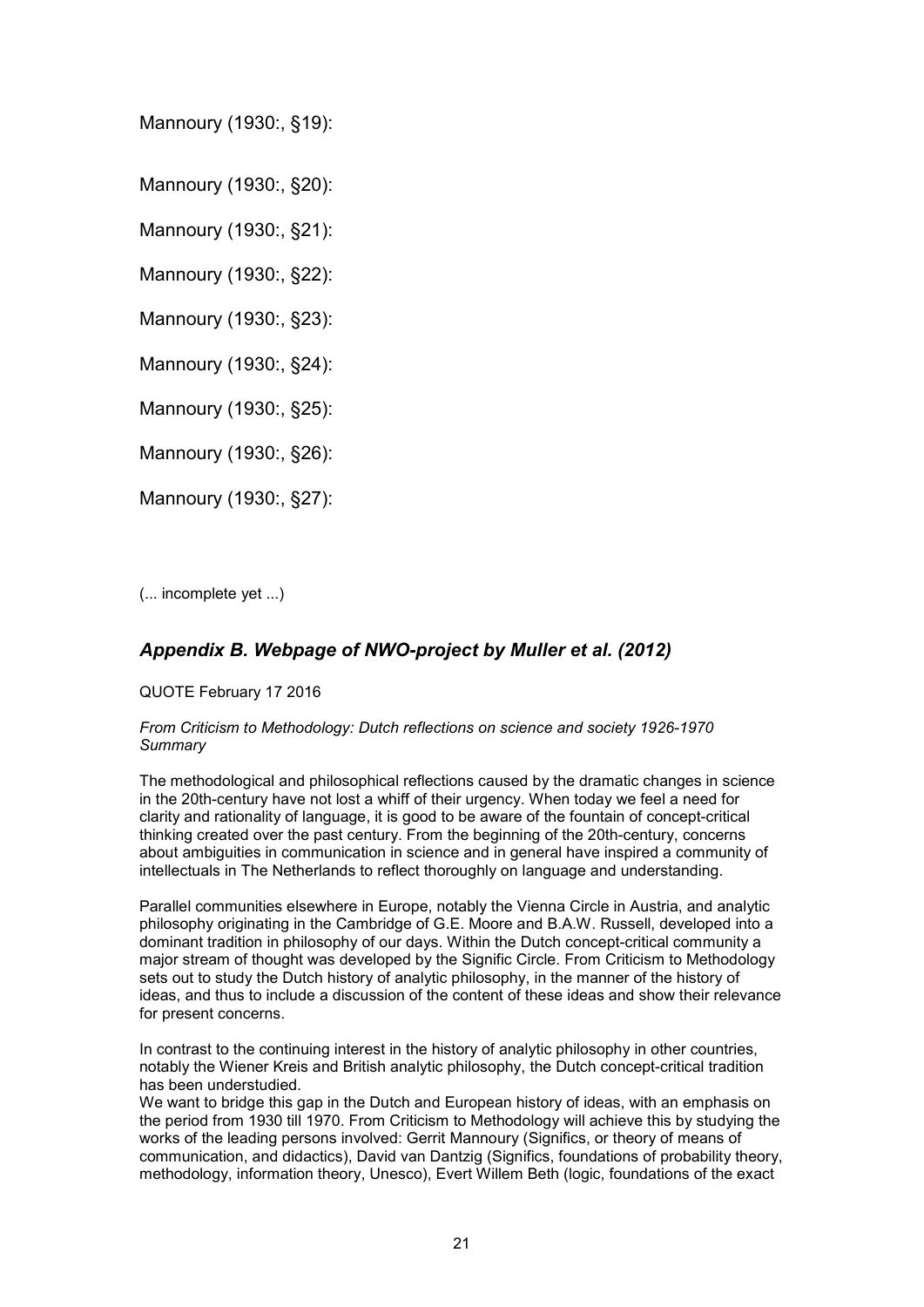Mannoury (1930:, §19):

Mannoury (1930:, §20):

Mannoury (1930:, §21):

Mannoury (1930:, §22):

Mannoury (1930:, §23):

Mannoury (1930:, §24):

Mannoury (1930:, §25):

Mannoury (1930:, §26):

Mannoury (1930:, §27):

(... incomplete yet ...)

## *Appendix B. Webpage of NWO-project by Muller et al. (2012)*

QUOTE February 17 2016

*From Criticism to Methodology: Dutch reflections on science and society 1926-1970*
*Summary*

The methodological and philosophical reflections caused by the dramatic changes in science in the 20th-century have not lost a whiff of their urgency. When today we feel a need for clarity and rationality of language, it is good to be aware of the fountain of concept-critical thinking created over the past century. From the beginning of the 20th-century, concerns about ambiguities in communication in science and in general have inspired a community of intellectuals in The Netherlands to reflect thoroughly on language and understanding.

Parallel communities elsewhere in Europe, notably the Vienna Circle in Austria, and analytic philosophy originating in the Cambridge of G.E. Moore and B.A.W. Russell, developed into a dominant tradition in philosophy of our days. Within the Dutch concept-critical community a major stream of thought was developed by the Signific Circle. From Criticism to Methodology sets out to study the Dutch history of analytic philosophy, in the manner of the history of ideas, and thus to include a discussion of the content of these ideas and show their relevance for present concerns.

In contrast to the continuing interest in the history of analytic philosophy in other countries, notably the Wiener Kreis and British analytic philosophy, the Dutch concept-critical tradition has been understudied.
We want to bridge this gap in the Dutch and European history of ideas, with an emphasis on the period from 1930 till 1970. From Criticism to Methodology will achieve this by studying the works of the leading persons involved: Gerrit Mannoury (Significs, or theory of means of communication, and didactics), David van Dantzig (Significs, foundations of probability theory, methodology, information theory, Unesco), Evert Willem Beth (logic, foundations of the exact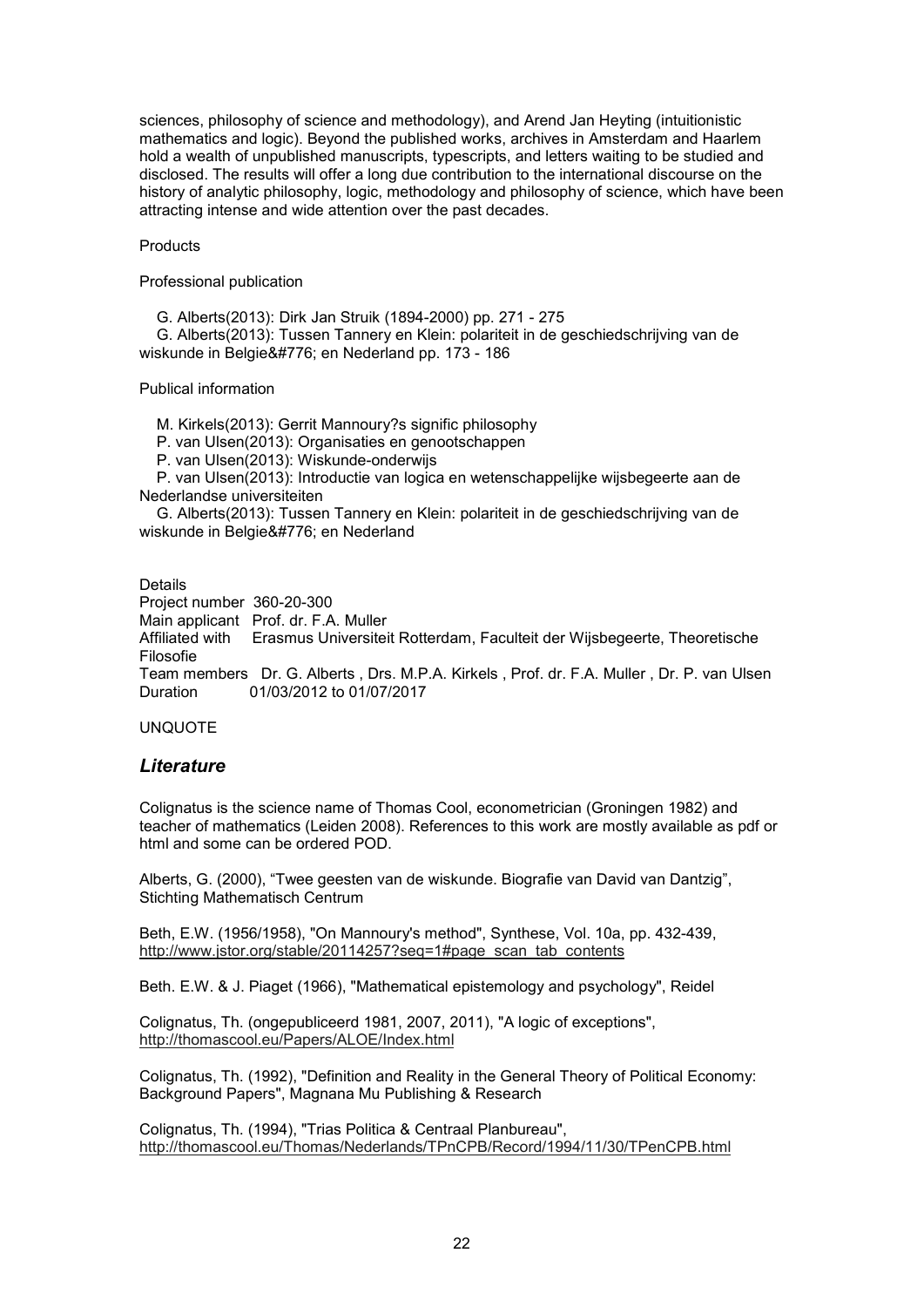sciences, philosophy of science and methodology), and Arend Jan Heyting (intuitionistic mathematics and logic). Beyond the published works, archives in Amsterdam and Haarlem hold a wealth of unpublished manuscripts, typescripts, and letters waiting to be studied and disclosed. The results will offer a long due contribution to the international discourse on the history of analytic philosophy, logic, methodology and philosophy of science, which have been attracting intense and wide attention over the past decades.

Products

Professional publication

G. Alberts(2013): Dirk Jan Struik (1894-2000) pp. 271 - 275
G. Alberts(2013): Tussen Tannery en Klein: polariteit in de geschiedschrijving van de wiskunde in Belgie&#776; en Nederland pp. 173 - 186

Publical information

M. Kirkels(2013): Gerrit Mannoury?s signific philosophy
P. van Ulsen(2013): Organisaties en genootschappen
P. van Ulsen(2013): Wiskunde-onderwijs
P. van Ulsen(2013): Introductie van logica en wetenschappelijke wijsbegeerte aan de Nederlandse universiteiten
G. Alberts(2013): Tussen Tannery en Klein: polariteit in de geschiedschrijving van de wiskunde in Belgie&#776; en Nederland

Details
Project number 360-20-300
Main applicant Prof. dr. F.A. Muller
Affiliated with Erasmus Universiteit Rotterdam, Faculteit der Wijsbegeerte, Theoretische Filosofie
Team members Dr. G. Alberts , Drs. M.P.A. Kirkels , Prof. dr. F.A. Muller , Dr. P. van Ulsen
Duration 01/03/2012 to 01/07/2017

UNQUOTE

## *Literature*

Colignatus is the science name of Thomas Cool, econometrician (Groningen 1982) and teacher of mathematics (Leiden 2008). References to this work are mostly available as pdf or html and some can be ordered POD.

Alberts, G. (2000), "Twee geesten van de wiskunde. Biografie van David van Dantzig", Stichting Mathematisch Centrum

Beth, E.W. (1956/1958), "On Mannoury's method", Synthese, Vol. 10a, pp. 432-439, http://www.jstor.org/stable/20114257?seq=1#page_scan_tab_contents

Beth. E.W. & J. Piaget (1966), "Mathematical epistemology and psychology", Reidel

Colignatus, Th. (ongepubliceerd 1981, 2007, 2011), "A logic of exceptions", http://thomascool.eu/Papers/ALOE/Index.html

Colignatus, Th. (1992), "Definition and Reality in the General Theory of Political Economy: Background Papers", Magnana Mu Publishing & Research

Colignatus, Th. (1994), "Trias Politica & Centraal Planbureau", http://thomascool.eu/Thomas/Nederlands/TPnCPB/Record/1994/11/30/TPenCPB.html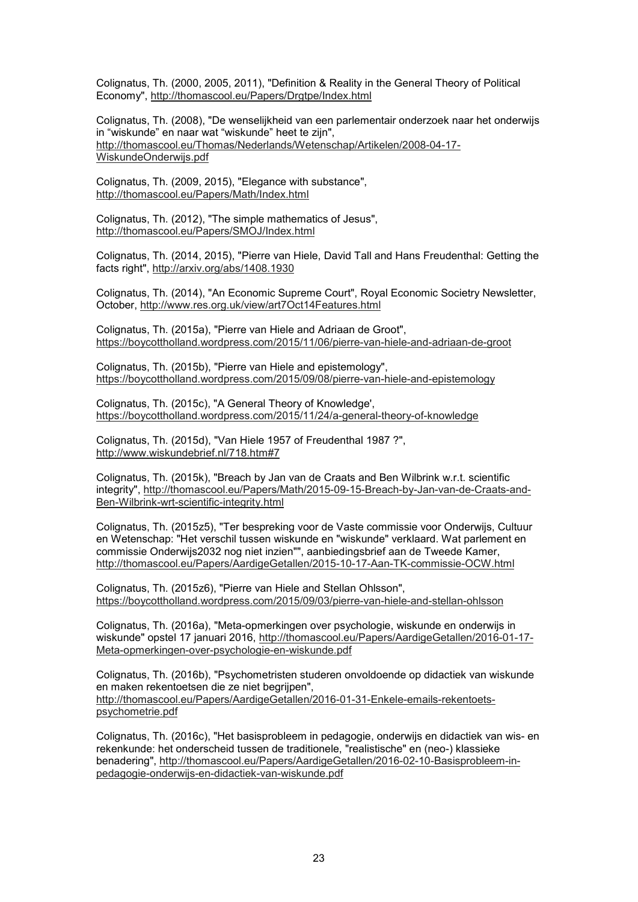Colignatus, Th. (2000, 2005, 2011), "Definition & Reality in the General Theory of Political Economy", http://thomascool.eu/Papers/Drgtpe/Index.html

Colignatus, Th. (2008), "De wenselijkheid van een parlementair onderzoek naar het onderwijs in "wiskunde" en naar wat "wiskunde" heet te zijn", http://thomascool.eu/Thomas/Nederlands/Wetenschap/Artikelen/2008-04-17-WiskundeOnderwijs.pdf

Colignatus, Th. (2009, 2015), "Elegance with substance", http://thomascool.eu/Papers/Math/Index.html

Colignatus, Th. (2012), "The simple mathematics of Jesus", http://thomascool.eu/Papers/SMOJ/Index.html

Colignatus, Th. (2014, 2015), "Pierre van Hiele, David Tall and Hans Freudenthal: Getting the facts right", http://arxiv.org/abs/1408.1930

Colignatus, Th. (2014), "An Economic Supreme Court", Royal Economic Societry Newsletter, October, http://www.res.org.uk/view/art7Oct14Features.html

Colignatus, Th. (2015a), "Pierre van Hiele and Adriaan de Groot", https://boycottholland.wordpress.com/2015/11/06/pierre-van-hiele-and-adriaan-de-groot

Colignatus, Th. (2015b), "Pierre van Hiele and epistemology", https://boycottholland.wordpress.com/2015/09/08/pierre-van-hiele-and-epistemology

Colignatus, Th. (2015c), "A General Theory of Knowledge', https://boycottholland.wordpress.com/2015/11/24/a-general-theory-of-knowledge

Colignatus, Th. (2015d), "Van Hiele 1957 of Freudenthal 1987 ?", http://www.wiskundebrief.nl/718.htm#7

Colignatus, Th. (2015k), "Breach by Jan van de Craats and Ben Wilbrink w.r.t. scientific integrity", http://thomascool.eu/Papers/Math/2015-09-15-Breach-by-Jan-van-de-Craats-and-Ben-Wilbrink-wrt-scientific-integrity.html

Colignatus, Th. (2015z5), "Ter bespreking voor de Vaste commissie voor Onderwijs, Cultuur en Wetenschap: "Het verschil tussen wiskunde en "wiskunde" verklaard. Wat parlement en commissie Onderwijs2032 nog niet inzien"", aanbiedingsbrief aan de Tweede Kamer, http://thomascool.eu/Papers/AardigeGetallen/2015-10-17-Aan-TK-commissie-OCW.html

Colignatus, Th. (2015z6), "Pierre van Hiele and Stellan Ohlsson", https://boycottholland.wordpress.com/2015/09/03/pierre-van-hiele-and-stellan-ohlsson

Colignatus, Th. (2016a), "Meta-opmerkingen over psychologie, wiskunde en onderwijs in wiskunde" opstel 17 januari 2016, http://thomascool.eu/Papers/AardigeGetallen/2016-01-17-Meta-opmerkingen-over-psychologie-en-wiskunde.pdf

Colignatus, Th. (2016b), "Psychometristen studeren onvoldoende op didactiek van wiskunde en maken rekentoetsen die ze niet begrijpen", http://thomascool.eu/Papers/AardigeGetallen/2016-01-31-Enkele-emails-rekentoets-psychometrie.pdf

Colignatus, Th. (2016c), "Het basisprobleem in pedagogie, onderwijs en didactiek van wis- en rekenkunde: het onderscheid tussen de traditionele, "realistische" en (neo-) klassieke benadering", http://thomascool.eu/Papers/AardigeGetallen/2016-02-10-Basisprobleem-in-pedagogie-onderwijs-en-didactiek-van-wiskunde.pdf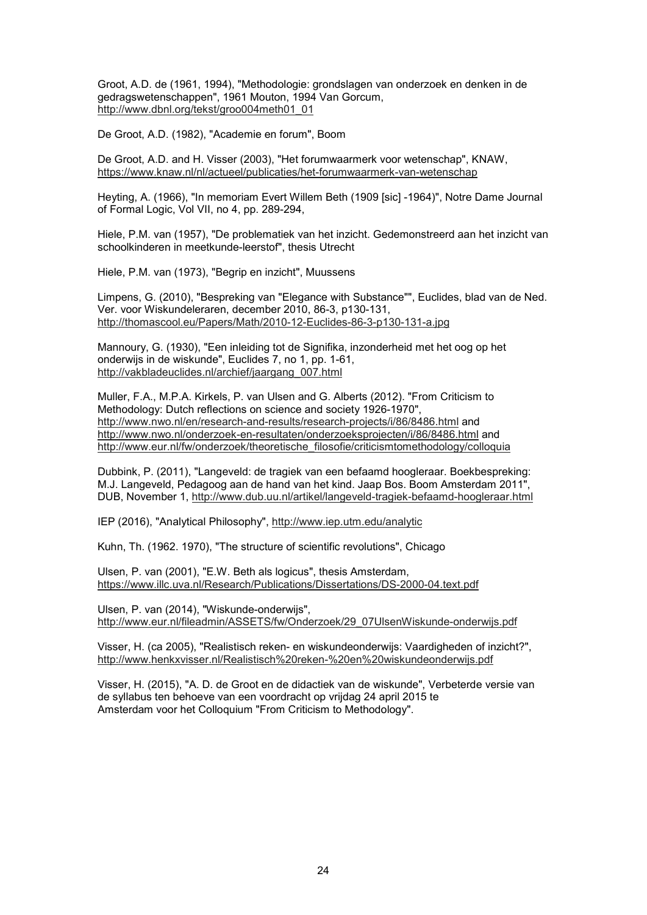Groot, A.D. de (1961, 1994), "Methodologie: grondslagen van onderzoek en denken in de gedragswetenschappen", 1961 Mouton, 1994 Van Gorcum, http://www.dbnl.org/tekst/groo004meth01_01

De Groot, A.D. (1982), "Academie en forum", Boom

De Groot, A.D. and H. Visser (2003), "Het forumwaarmerk voor wetenschap", KNAW, https://www.knaw.nl/nl/actueel/publicaties/het-forumwaarmerk-van-wetenschap

Heyting, A. (1966), "In memoriam Evert Willem Beth (1909 [sic] -1964)", Notre Dame Journal of Formal Logic, Vol VII, no 4, pp. 289-294,

Hiele, P.M. van (1957), "De problematiek van het inzicht. Gedemonstreerd aan het inzicht van schoolkinderen in meetkunde-leerstof", thesis Utrecht

Hiele, P.M. van (1973), "Begrip en inzicht", Muussens

Limpens, G. (2010), "Bespreking van "Elegance with Substance"", Euclides, blad van de Ned. Ver. voor Wiskundeleraren, december 2010, 86-3, p130-131, http://thomascool.eu/Papers/Math/2010-12-Euclides-86-3-p130-131-a.jpg

Mannoury, G. (1930), "Een inleiding tot de Signifika, inzonderheid met het oog op het onderwijs in de wiskunde", Euclides 7, no 1, pp. 1-61, http://vakbladeuclides.nl/archief/jaargang_007.html

Muller, F.A., M.P.A. Kirkels, P. van Ulsen and G. Alberts (2012). "From Criticism to Methodology: Dutch reflections on science and society 1926-1970", http://www.nwo.nl/en/research-and-results/research-projects/i/86/8486.html and http://www.nwo.nl/onderzoek-en-resultaten/onderzoeksprojecten/i/86/8486.html and http://www.eur.nl/fw/onderzoek/theoretische_filosofie/criticismtomethodology/colloquia

Dubbink, P. (2011), "Langeveld: de tragiek van een befaamd hoogleraar. Boekbespreking: M.J. Langeveld, Pedagoog aan de hand van het kind. Jaap Bos. Boom Amsterdam 2011", DUB, November 1, http://www.dub.uu.nl/artikel/langeveld-tragiek-befaamd-hoogleraar.html

IEP (2016), "Analytical Philosophy", http://www.iep.utm.edu/analytic

Kuhn, Th. (1962. 1970), "The structure of scientific revolutions", Chicago

Ulsen, P. van (2001), "E.W. Beth als logicus", thesis Amsterdam, https://www.illc.uva.nl/Research/Publications/Dissertations/DS-2000-04.text.pdf

Ulsen, P. van (2014), "Wiskunde-onderwijs", http://www.eur.nl/fileadmin/ASSETS/fw/Onderzoek/29_07UlsenWiskunde-onderwijs.pdf

Visser, H. (ca 2005), "Realistisch reken- en wiskundeonderwijs: Vaardigheden of inzicht?", http://www.henkxvisser.nl/Realistisch%20reken-%20en%20wiskundeonderwijs.pdf

Visser, H. (2015), "A. D. de Groot en de didactiek van de wiskunde", Verbeterde versie van de syllabus ten behoeve van een voordracht op vrijdag 24 april 2015 te Amsterdam voor het Colloquium "From Criticism to Methodology".